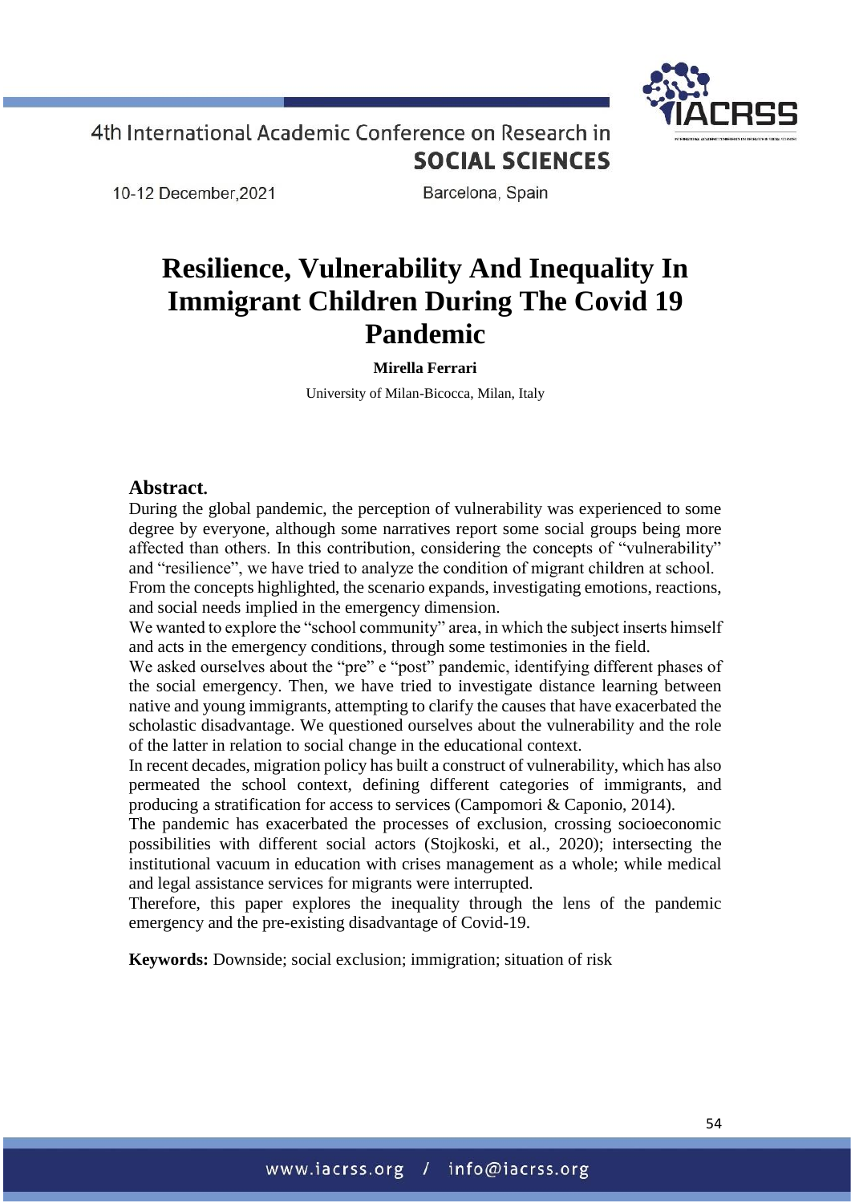# Resilience, Vulnerability And Inequality In Immigrant Children During The Covid 19 Pandemic

**Mirella Ferrari**

University of Milan-Bicocca, Milan, Italy

## Abstract.

During the global pandemic, the perception of vulnerability was experienced to some degree by everyone, although some narratives report some social groups being more affected than others. In this contribution, considering the concepts of "vulnerability" and "resilience", we have tried to analyze the condition of migrant children at school. From the concepts highlighted, the scenario expands, investigating emotions, reactions, and social needs implied in the emergency dimension.

We wanted to explore the "school community" area, in which the subject inserts himself and acts in the emergency conditions, through some testimonies in the field.

We asked ourselves about the "pre" e "post" pandemic, identifying different phases of the social emergency. Then, we have tried to investigate distance learning between native and young immigrants, attempting to clarify the causes that have exacerbated the scholastic disadvantage. We questioned ourselves about the vulnerability and the role of the latter in relation to social change in the educational context.

In recent decades, migration policy has built a construct of vulnerability, which has also permeated the school context, defining different categories of immigrants, and producing a stratification for access to services (Campomori & Caponio, 2014).

The pandemic has exacerbated the processes of exclusion, crossing socioeconomic possibilities with different social actors (Stojkoski, et al., 2020); intersecting the institutional vacuum in education with crises management as a whole; while medical and legal assistance services for migrants were interrupted.

Therefore, this paper explores the inequality through the lens of the pandemic emergency and the pre-existing disadvantage of Covid-19.

**Keywords:** Downside; social exclusion; immigration; situation of risk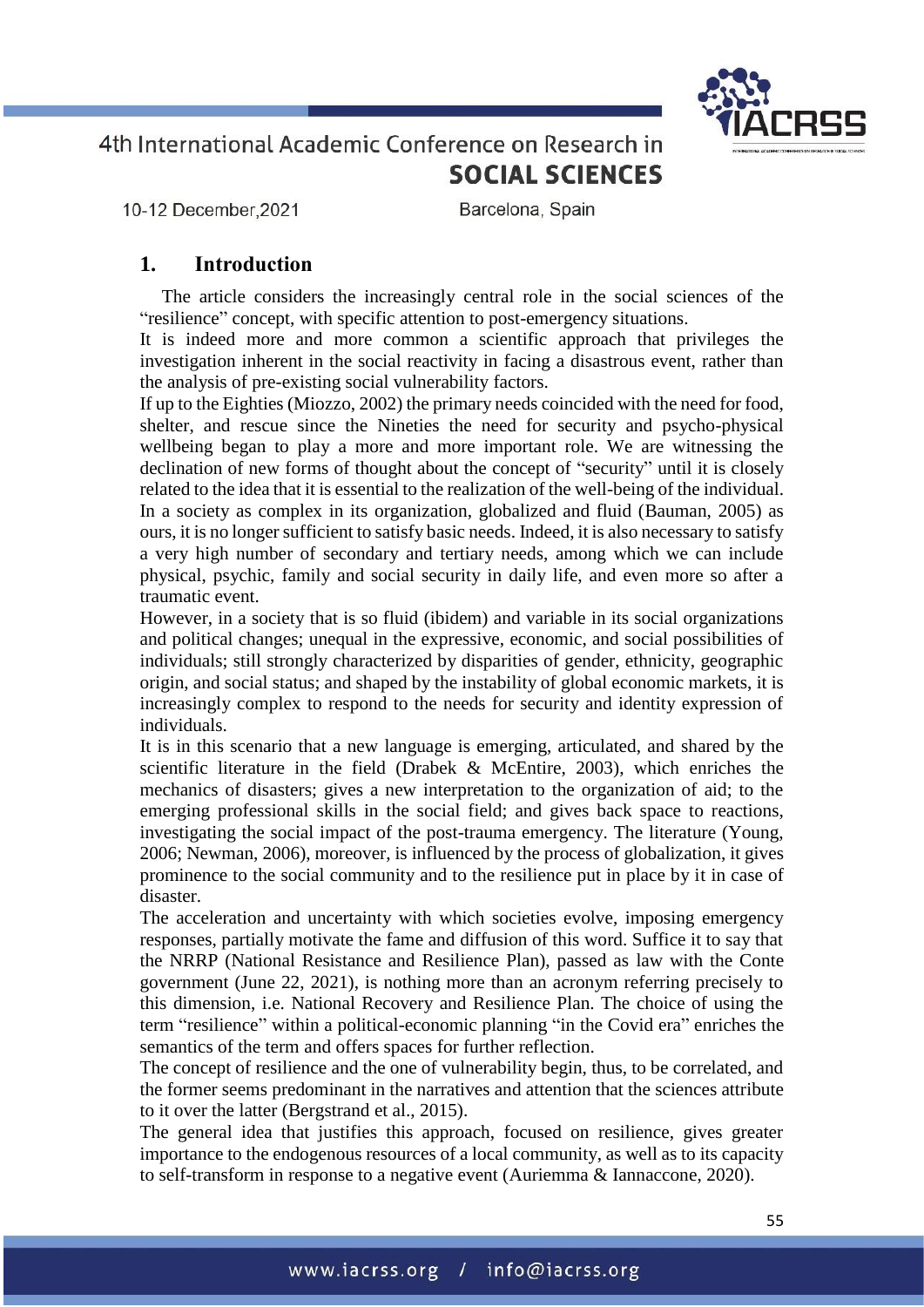## 1. Introduction

The article considers the increasingly central role in the social sciences of the "resilience" concept, with specific attention to post-emergency situations.

It is indeed more and more common a scientific approach that privileges the investigation inherent in the social reactivity in facing a disastrous event, rather than the analysis of pre-existing social vulnerability factors.

If up to the Eighties (Miozzo, 2002) the primary needs coincided with the need for food, shelter, and rescue since the Nineties the need for security and psycho-physical wellbeing began to play a more and more important role. We are witnessing the declination of new forms of thought about the concept of "security" until it is closely related to the idea that it is essential to the realization of the well-being of the individual. In a society as complex in its organization, globalized and fluid (Bauman, 2005) as ours, it is no longer sufficient to satisfy basic needs. Indeed, it is also necessary to satisfy a very high number of secondary and tertiary needs, among which we can include physical, psychic, family and social security in daily life, and even more so after a traumatic event.

However, in a society that is so fluid (ibidem) and variable in its social organizations and political changes; unequal in the expressive, economic, and social possibilities of individuals; still strongly characterized by disparities of gender, ethnicity, geographic origin, and social status; and shaped by the instability of global economic markets, it is increasingly complex to respond to the needs for security and identity expression of individuals.

It is in this scenario that a new language is emerging, articulated, and shared by the scientific literature in the field (Drabek & McEntire, 2003), which enriches the mechanics of disasters; gives a new interpretation to the organization of aid; to the emerging professional skills in the social field; and gives back space to reactions, investigating the social impact of the post-trauma emergency. The literature (Young, 2006; Newman, 2006), moreover, is influenced by the process of globalization, it gives prominence to the social community and to the resilience put in place by it in case of disaster.

The acceleration and uncertainty with which societies evolve, imposing emergency responses, partially motivate the fame and diffusion of this word. Suffice it to say that the NRRP (National Resistance and Resilience Plan), passed as law with the Conte government (June 22, 2021), is nothing more than an acronym referring precisely to this dimension, i.e. National Recovery and Resilience Plan. The choice of using the term "resilience" within a political-economic planning "in the Covid era" enriches the semantics of the term and offers spaces for further reflection.

The concept of resilience and the one of vulnerability begin, thus, to be correlated, and the former seems predominant in the narratives and attention that the sciences attribute to it over the latter (Bergstrand et al., 2015).

The general idea that justifies this approach, focused on resilience, gives greater importance to the endogenous resources of a local community, as well as to its capacity to self-transform in response to a negative event (Auriemma & Iannaccone, 2020).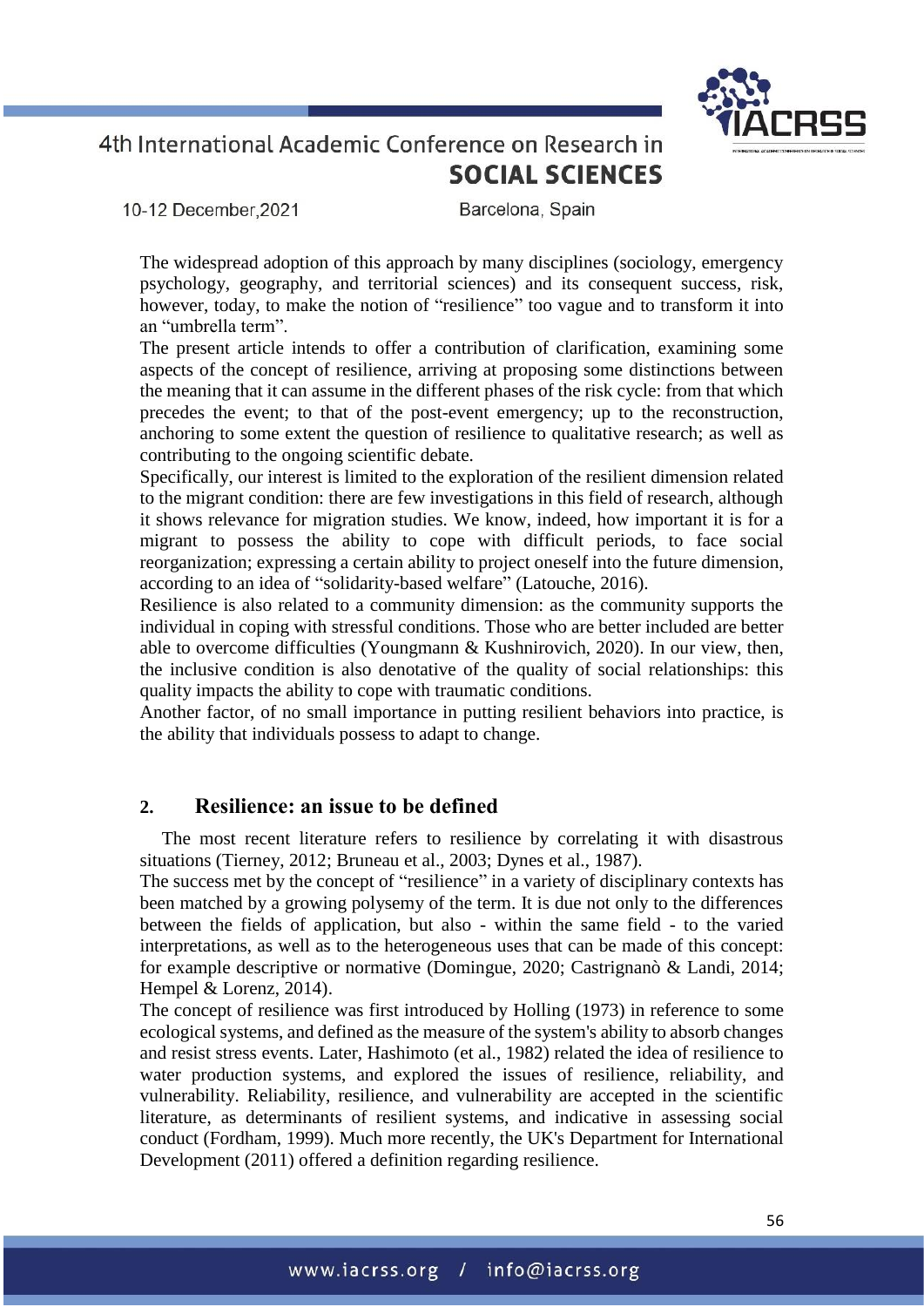The widespread adoption of this approach by many disciplines (sociology, emergency psychology, geography, and territorial sciences) and its consequent success, risk, however, today, to make the notion of "resilience" too vague and to transform it into an "umbrella term".

The present article intends to offer a contribution of clarification, examining some aspects of the concept of resilience, arriving at proposing some distinctions between the meaning that it can assume in the different phases of the risk cycle: from that which precedes the event; to that of the post-event emergency; up to the reconstruction, anchoring to some extent the question of resilience to qualitative research; as well as contributing to the ongoing scientific debate.

Specifically, our interest is limited to the exploration of the resilient dimension related to the migrant condition: there are few investigations in this field of research, although it shows relevance for migration studies. We know, indeed, how important it is for a migrant to possess the ability to cope with difficult periods, to face social reorganization; expressing a certain ability to project oneself into the future dimension, according to an idea of "solidarity-based welfare" (Latouche, 2016).

Resilience is also related to a community dimension: as the community supports the individual in coping with stressful conditions. Those who are better included are better able to overcome difficulties (Youngmann & Kushnirovich, 2020). In our view, then, the inclusive condition is also denotative of the quality of social relationships: this quality impacts the ability to cope with traumatic conditions.

Another factor, of no small importance in putting resilient behaviors into practice, is the ability that individuals possess to adapt to change.

## 2. Resilience: an issue to be defined

The most recent literature refers to resilience by correlating it with disastrous situations (Tierney, 2012; Bruneau et al., 2003; Dynes et al., 1987).

The success met by the concept of "resilience" in a variety of disciplinary contexts has been matched by a growing polysemy of the term. It is due not only to the differences between the fields of application, but also - within the same field - to the varied interpretations, as well as to the heterogeneous uses that can be made of this concept: for example descriptive or normative (Domingue, 2020; Castrignanò & Landi, 2014; Hempel & Lorenz, 2014).

The concept of resilience was first introduced by Holling (1973) in reference to some ecological systems, and defined as the measure of the system's ability to absorb changes and resist stress events. Later, Hashimoto (et al., 1982) related the idea of resilience to water production systems, and explored the issues of resilience, reliability, and vulnerability. Reliability, resilience, and vulnerability are accepted in the scientific literature, as determinants of resilient systems, and indicative in assessing social conduct (Fordham, 1999). Much more recently, the UK's Department for International Development (2011) offered a definition regarding resilience.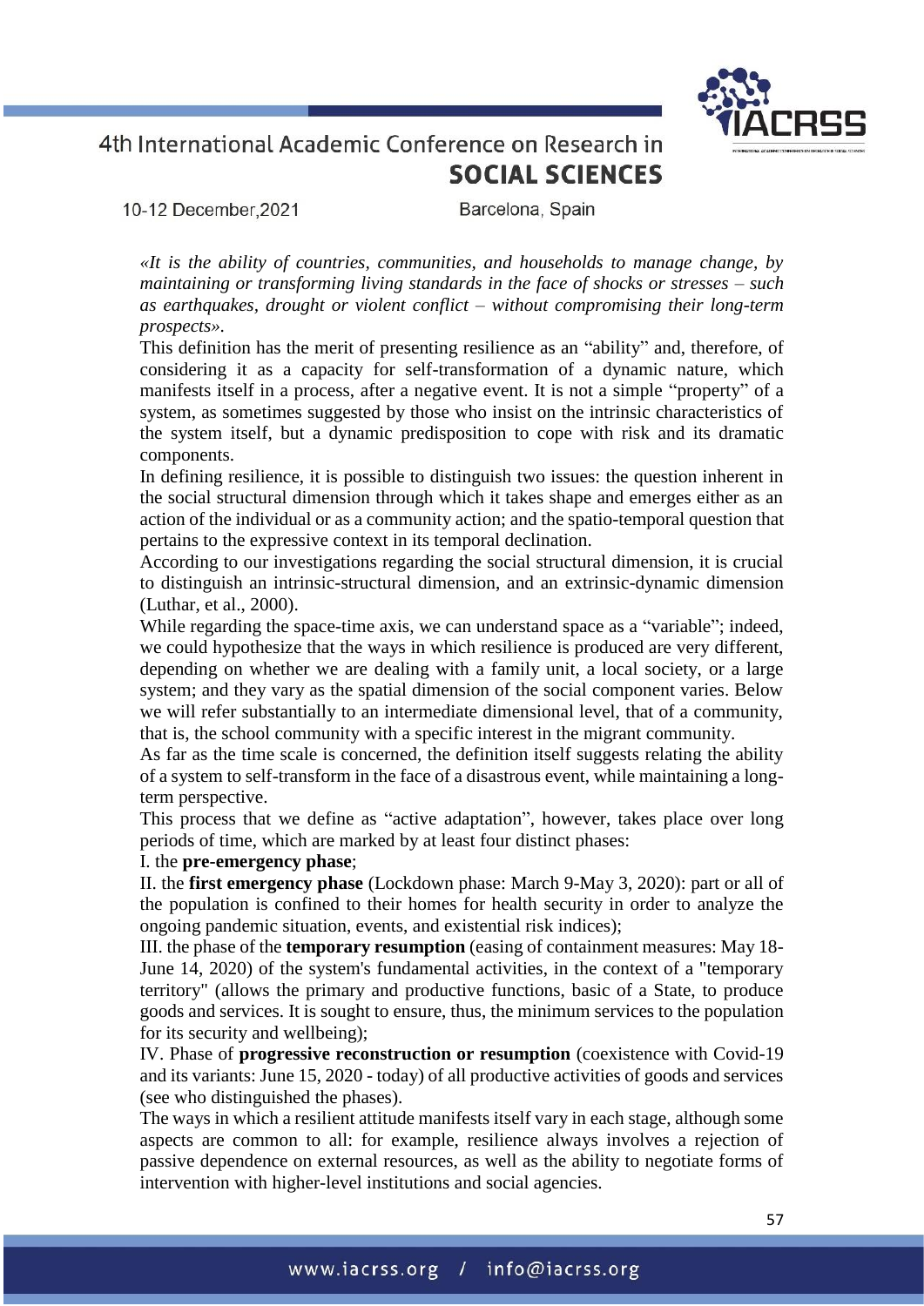*«It is the ability of countries, communities, and households to manage change, by maintaining or transforming living standards in the face of shocks or stresses – such as earthquakes, drought or violent conflict – without compromising their long-term prospects».*

This definition has the merit of presenting resilience as an "ability" and, therefore, of considering it as a capacity for self-transformation of a dynamic nature, which manifests itself in a process, after a negative event. It is not a simple "property" of a system, as sometimes suggested by those who insist on the intrinsic characteristics of the system itself, but a dynamic predisposition to cope with risk and its dramatic components.

In defining resilience, it is possible to distinguish two issues: the question inherent in the social structural dimension through which it takes shape and emerges either as an action of the individual or as a community action; and the spatio-temporal question that pertains to the expressive context in its temporal declination.

According to our investigations regarding the social structural dimension, it is crucial to distinguish an intrinsic-structural dimension, and an extrinsic-dynamic dimension (Luthar, et al., 2000).

While regarding the space-time axis, we can understand space as a "variable"; indeed, we could hypothesize that the ways in which resilience is produced are very different, depending on whether we are dealing with a family unit, a local society, or a large system; and they vary as the spatial dimension of the social component varies. Below we will refer substantially to an intermediate dimensional level, that of a community, that is, the school community with a specific interest in the migrant community.

As far as the time scale is concerned, the definition itself suggests relating the ability of a system to self-transform in the face of a disastrous event, while maintaining a long-term perspective.

This process that we define as "active adaptation", however, takes place over long periods of time, which are marked by at least four distinct phases:

I. the **pre-emergency phase**;

II. the **first emergency phase** (Lockdown phase: March 9-May 3, 2020): part or all of the population is confined to their homes for health security in order to analyze the ongoing pandemic situation, events, and existential risk indices);

III. the phase of the **temporary resumption** (easing of containment measures: May 18-June 14, 2020) of the system's fundamental activities, in the context of a "temporary territory" (allows the primary and productive functions, basic of a State, to produce goods and services. It is sought to ensure, thus, the minimum services to the population for its security and wellbeing);

IV. Phase of **progressive reconstruction or resumption** (coexistence with Covid-19 and its variants: June 15, 2020 - today) of all productive activities of goods and services (see who distinguished the phases).

The ways in which a resilient attitude manifests itself vary in each stage, although some aspects are common to all: for example, resilience always involves a rejection of passive dependence on external resources, as well as the ability to negotiate forms of intervention with higher-level institutions and social agencies.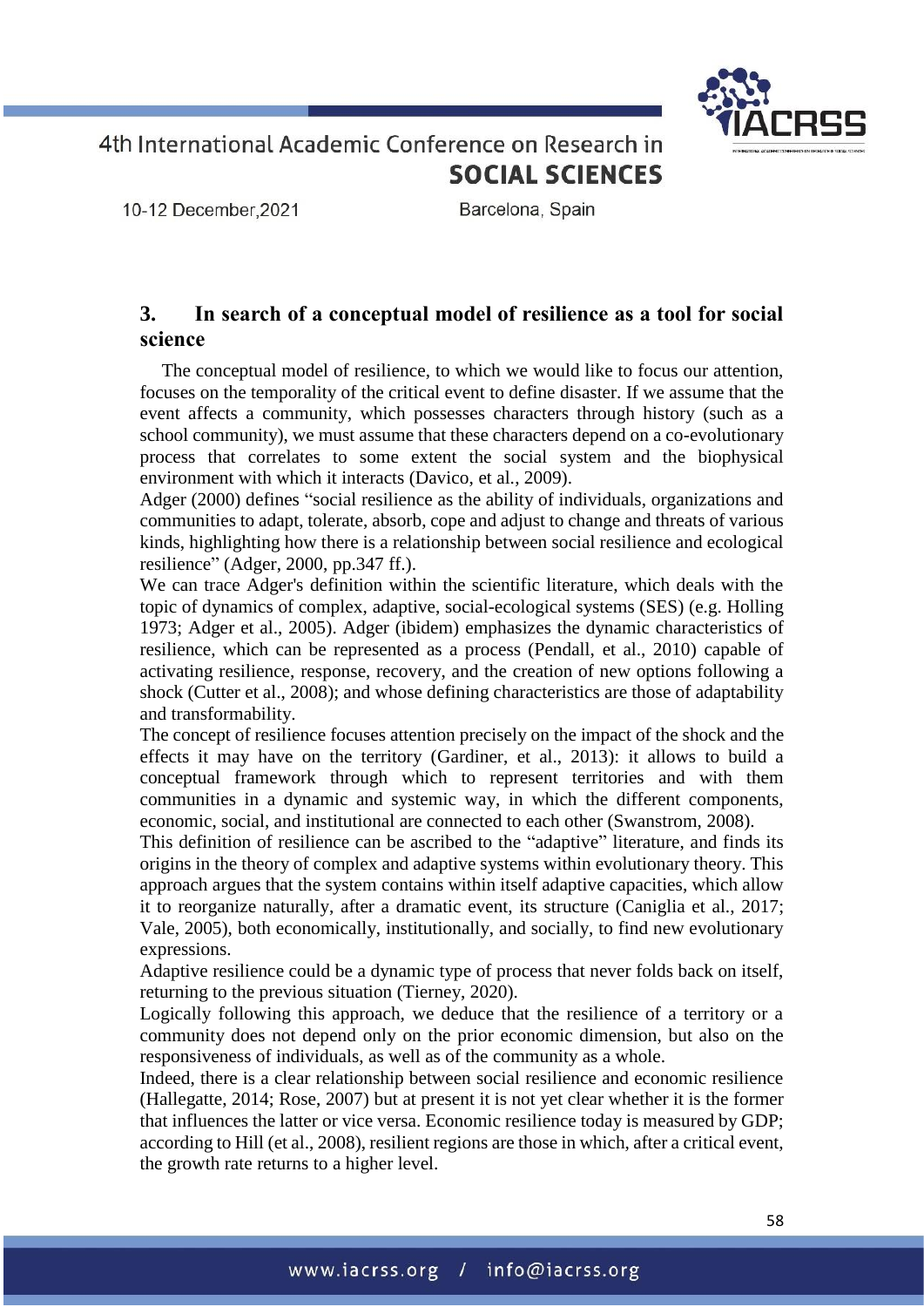## 3. In search of a conceptual model of resilience as a tool for social science

The conceptual model of resilience, to which we would like to focus our attention, focuses on the temporality of the critical event to define disaster. If we assume that the event affects a community, which possesses characters through history (such as a school community), we must assume that these characters depend on a co-evolutionary process that correlates to some extent the social system and the biophysical environment with which it interacts (Davico, et al., 2009).

Adger (2000) defines "social resilience as the ability of individuals, organizations and communities to adapt, tolerate, absorb, cope and adjust to change and threats of various kinds, highlighting how there is a relationship between social resilience and ecological resilience" (Adger, 2000, pp.347 ff.).

We can trace Adger's definition within the scientific literature, which deals with the topic of dynamics of complex, adaptive, social-ecological systems (SES) (e.g. Holling 1973; Adger et al., 2005). Adger (ibidem) emphasizes the dynamic characteristics of resilience, which can be represented as a process (Pendall, et al., 2010) capable of activating resilience, response, recovery, and the creation of new options following a shock (Cutter et al., 2008); and whose defining characteristics are those of adaptability and transformability.

The concept of resilience focuses attention precisely on the impact of the shock and the effects it may have on the territory (Gardiner, et al., 2013): it allows to build a conceptual framework through which to represent territories and with them communities in a dynamic and systemic way, in which the different components, economic, social, and institutional are connected to each other (Swanstrom, 2008).

This definition of resilience can be ascribed to the "adaptive" literature, and finds its origins in the theory of complex and adaptive systems within evolutionary theory. This approach argues that the system contains within itself adaptive capacities, which allow it to reorganize naturally, after a dramatic event, its structure (Caniglia et al., 2017; Vale, 2005), both economically, institutionally, and socially, to find new evolutionary expressions.

Adaptive resilience could be a dynamic type of process that never folds back on itself, returning to the previous situation (Tierney, 2020).

Logically following this approach, we deduce that the resilience of a territory or a community does not depend only on the prior economic dimension, but also on the responsiveness of individuals, as well as of the community as a whole.

Indeed, there is a clear relationship between social resilience and economic resilience (Hallegatte, 2014; Rose, 2007) but at present it is not yet clear whether it is the former that influences the latter or vice versa. Economic resilience today is measured by GDP; according to Hill (et al., 2008), resilient regions are those in which, after a critical event, the growth rate returns to a higher level.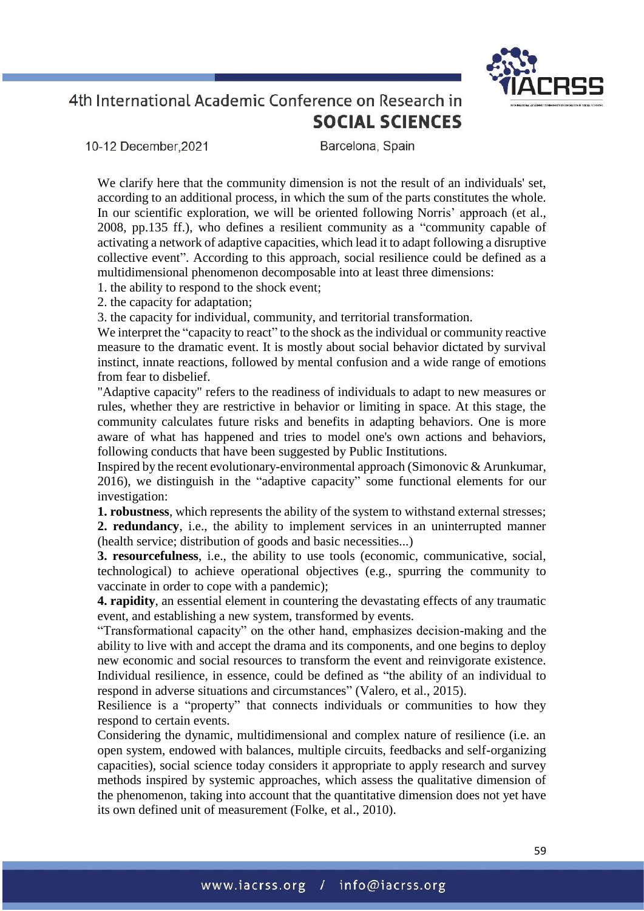We clarify here that the community dimension is not the result of an individuals' set, according to an additional process, in which the sum of the parts constitutes the whole. In our scientific exploration, we will be oriented following Norris' approach (et al., 2008, pp.135 ff.), who defines a resilient community as a "community capable of activating a network of adaptive capacities, which lead it to adapt following a disruptive collective event". According to this approach, social resilience could be defined as a multidimensional phenomenon decomposable into at least three dimensions:

1. the ability to respond to the shock event;
2. the capacity for adaptation;
3. the capacity for individual, community, and territorial transformation.

We interpret the "capacity to react" to the shock as the individual or community reactive measure to the dramatic event. It is mostly about social behavior dictated by survival instinct, innate reactions, followed by mental confusion and a wide range of emotions from fear to disbelief.

"Adaptive capacity" refers to the readiness of individuals to adapt to new measures or rules, whether they are restrictive in behavior or limiting in space. At this stage, the community calculates future risks and benefits in adapting behaviors. One is more aware of what has happened and tries to model one's own actions and behaviors, following conducts that have been suggested by Public Institutions.

Inspired by the recent evolutionary-environmental approach (Simonovic & Arunkumar, 2016), we distinguish in the "adaptive capacity" some functional elements for our investigation:

**1. robustness**, which represents the ability of the system to withstand external stresses;

**2. redundancy**, i.e., the ability to implement services in an uninterrupted manner (health service; distribution of goods and basic necessities...)

**3. resourcefulness**, i.e., the ability to use tools (economic, communicative, social, technological) to achieve operational objectives (e.g., spurring the community to vaccinate in order to cope with a pandemic);

**4. rapidity**, an essential element in countering the devastating effects of any traumatic event, and establishing a new system, transformed by events.

"Transformational capacity" on the other hand, emphasizes decision-making and the ability to live with and accept the drama and its components, and one begins to deploy new economic and social resources to transform the event and reinvigorate existence.

Individual resilience, in essence, could be defined as "the ability of an individual to respond in adverse situations and circumstances" (Valero, et al., 2015).

Resilience is a "property" that connects individuals or communities to how they respond to certain events.

Considering the dynamic, multidimensional and complex nature of resilience (i.e. an open system, endowed with balances, multiple circuits, feedbacks and self-organizing capacities), social science today considers it appropriate to apply research and survey methods inspired by systemic approaches, which assess the qualitative dimension of the phenomenon, taking into account that the quantitative dimension does not yet have its own defined unit of measurement (Folke, et al., 2010).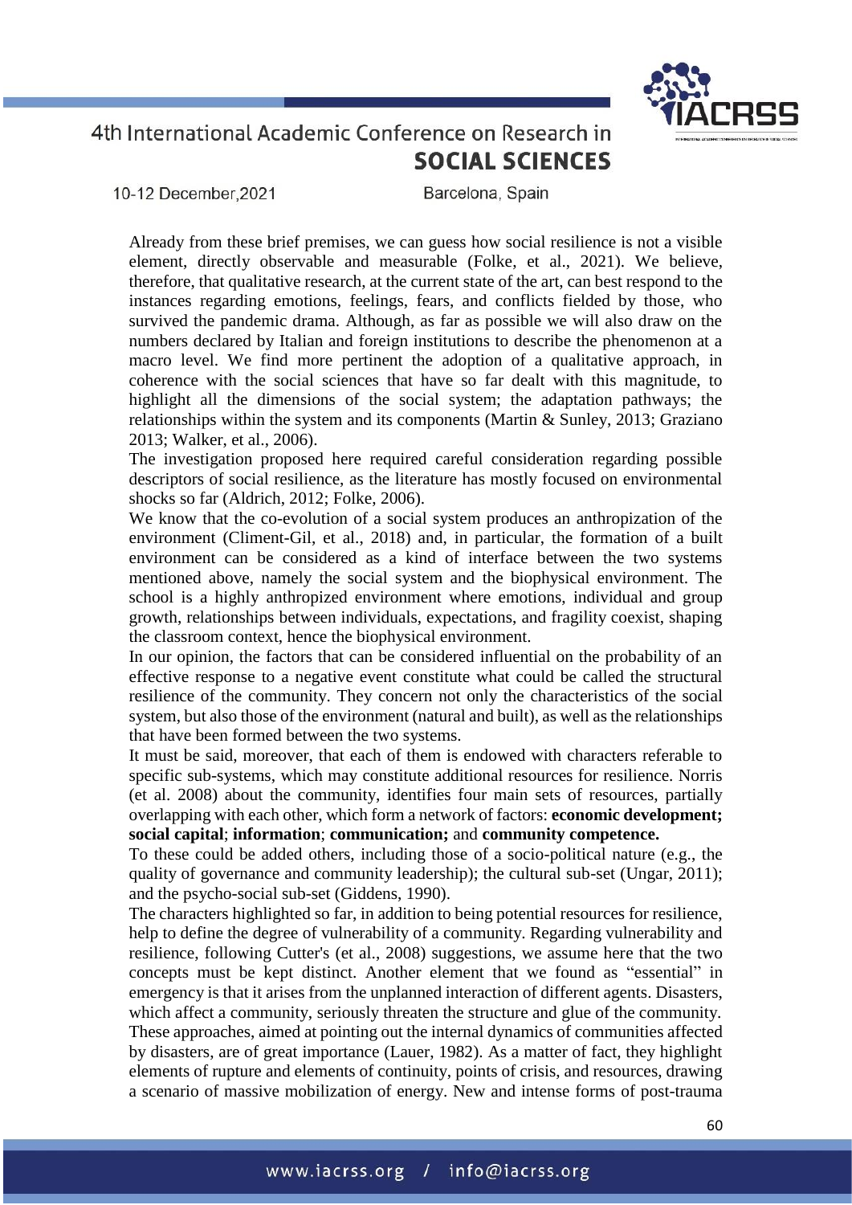Already from these brief premises, we can guess how social resilience is not a visible element, directly observable and measurable (Folke, et al., 2021). We believe, therefore, that qualitative research, at the current state of the art, can best respond to the instances regarding emotions, feelings, fears, and conflicts fielded by those, who survived the pandemic drama. Although, as far as possible we will also draw on the numbers declared by Italian and foreign institutions to describe the phenomenon at a macro level. We find more pertinent the adoption of a qualitative approach, in coherence with the social sciences that have so far dealt with this magnitude, to highlight all the dimensions of the social system; the adaptation pathways; the relationships within the system and its components (Martin & Sunley, 2013; Graziano 2013; Walker, et al., 2006).

The investigation proposed here required careful consideration regarding possible descriptors of social resilience, as the literature has mostly focused on environmental shocks so far (Aldrich, 2012; Folke, 2006).

We know that the co-evolution of a social system produces an anthropization of the environment (Climent-Gil, et al., 2018) and, in particular, the formation of a built environment can be considered as a kind of interface between the two systems mentioned above, namely the social system and the biophysical environment. The school is a highly anthropized environment where emotions, individual and group growth, relationships between individuals, expectations, and fragility coexist, shaping the classroom context, hence the biophysical environment.

In our opinion, the factors that can be considered influential on the probability of an effective response to a negative event constitute what could be called the structural resilience of the community. They concern not only the characteristics of the social system, but also those of the environment (natural and built), as well as the relationships that have been formed between the two systems.

It must be said, moreover, that each of them is endowed with characters referable to specific sub-systems, which may constitute additional resources for resilience. Norris (et al. 2008) about the community, identifies four main sets of resources, partially overlapping with each other, which form a network of factors: **economic development; social capital**; **information**; **communication;** and **community competence.**

To these could be added others, including those of a socio-political nature (e.g., the quality of governance and community leadership); the cultural sub-set (Ungar, 2011); and the psycho-social sub-set (Giddens, 1990).

The characters highlighted so far, in addition to being potential resources for resilience, help to define the degree of vulnerability of a community. Regarding vulnerability and resilience, following Cutter's (et al., 2008) suggestions, we assume here that the two concepts must be kept distinct. Another element that we found as "essential" in emergency is that it arises from the unplanned interaction of different agents. Disasters, which affect a community, seriously threaten the structure and glue of the community. These approaches, aimed at pointing out the internal dynamics of communities affected by disasters, are of great importance (Lauer, 1982). As a matter of fact, they highlight elements of rupture and elements of continuity, points of crisis, and resources, drawing a scenario of massive mobilization of energy. New and intense forms of post-trauma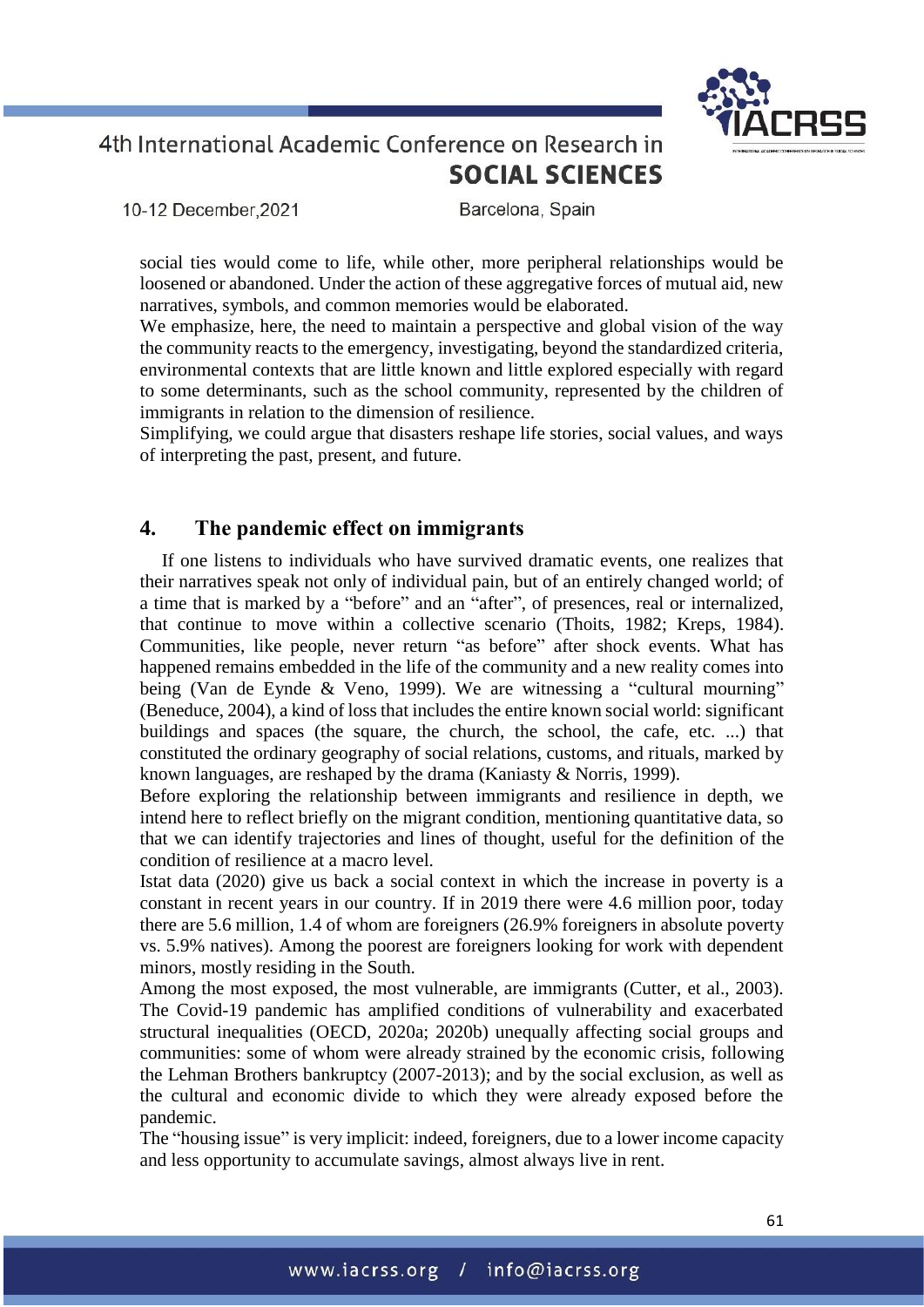social ties would come to life, while other, more peripheral relationships would be loosened or abandoned. Under the action of these aggregative forces of mutual aid, new narratives, symbols, and common memories would be elaborated.

We emphasize, here, the need to maintain a perspective and global vision of the way the community reacts to the emergency, investigating, beyond the standardized criteria, environmental contexts that are little known and little explored especially with regard to some determinants, such as the school community, represented by the children of immigrants in relation to the dimension of resilience.

Simplifying, we could argue that disasters reshape life stories, social values, and ways of interpreting the past, present, and future.

## 4. The pandemic effect on immigrants

If one listens to individuals who have survived dramatic events, one realizes that their narratives speak not only of individual pain, but of an entirely changed world; of a time that is marked by a "before" and an "after", of presences, real or internalized, that continue to move within a collective scenario (Thoits, 1982; Kreps, 1984). Communities, like people, never return "as before" after shock events. What has happened remains embedded in the life of the community and a new reality comes into being (Van de Eynde & Veno, 1999). We are witnessing a "cultural mourning" (Beneduce, 2004), a kind of loss that includes the entire known social world: significant buildings and spaces (the square, the church, the school, the cafe, etc. ...) that constituted the ordinary geography of social relations, customs, and rituals, marked by known languages, are reshaped by the drama (Kaniasty & Norris, 1999).

Before exploring the relationship between immigrants and resilience in depth, we intend here to reflect briefly on the migrant condition, mentioning quantitative data, so that we can identify trajectories and lines of thought, useful for the definition of the condition of resilience at a macro level.

Istat data (2020) give us back a social context in which the increase in poverty is a constant in recent years in our country. If in 2019 there were 4.6 million poor, today there are 5.6 million, 1.4 of whom are foreigners (26.9% foreigners in absolute poverty vs. 5.9% natives). Among the poorest are foreigners looking for work with dependent minors, mostly residing in the South.

Among the most exposed, the most vulnerable, are immigrants (Cutter, et al., 2003). The Covid-19 pandemic has amplified conditions of vulnerability and exacerbated structural inequalities (OECD, 2020a; 2020b) unequally affecting social groups and communities: some of whom were already strained by the economic crisis, following the Lehman Brothers bankruptcy (2007-2013); and by the social exclusion, as well as the cultural and economic divide to which they were already exposed before the pandemic.

The "housing issue" is very implicit: indeed, foreigners, due to a lower income capacity and less opportunity to accumulate savings, almost always live in rent.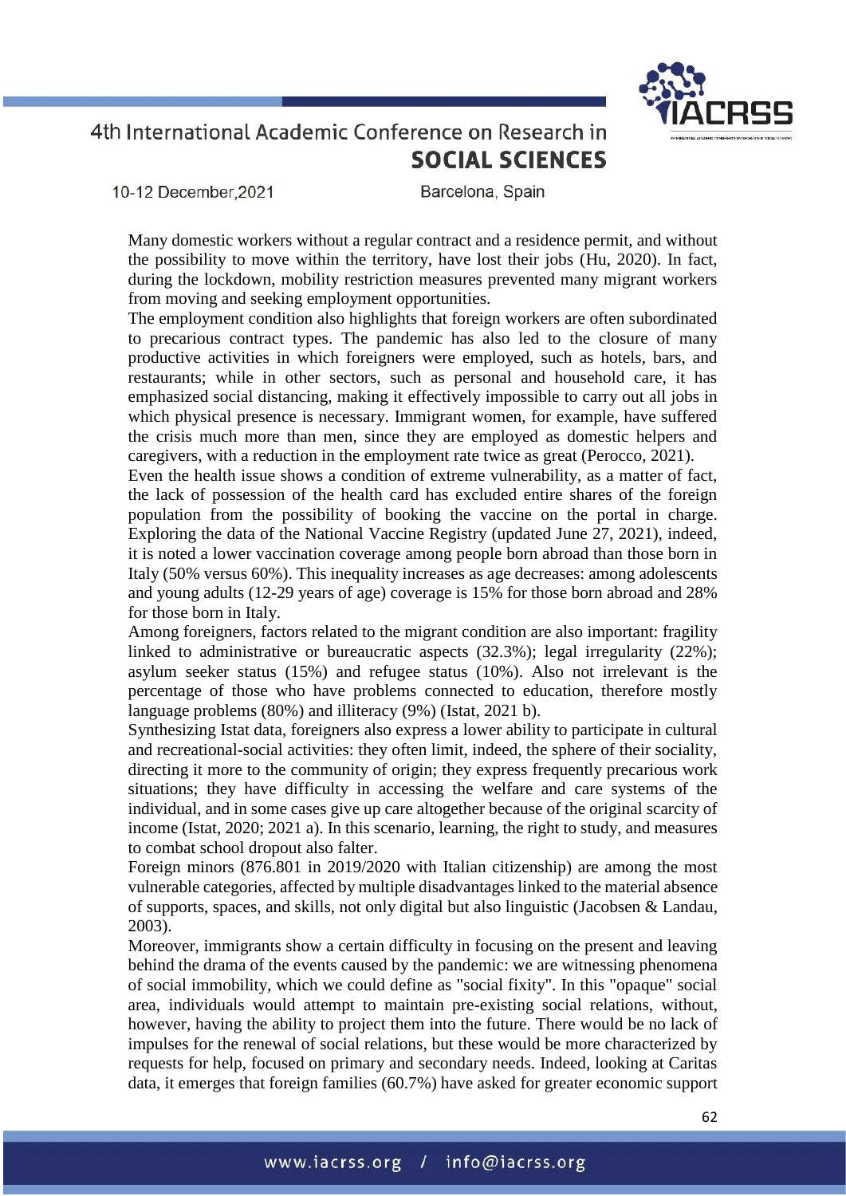Many domestic workers without a regular contract and a residence permit, and without the possibility to move within the territory, have lost their jobs (Hu, 2020). In fact, during the lockdown, mobility restriction measures prevented many migrant workers from moving and seeking employment opportunities.

The employment condition also highlights that foreign workers are often subordinated to precarious contract types. The pandemic has also led to the closure of many productive activities in which foreigners were employed, such as hotels, bars, and restaurants; while in other sectors, such as personal and household care, it has emphasized social distancing, making it effectively impossible to carry out all jobs in which physical presence is necessary. Immigrant women, for example, have suffered the crisis much more than men, since they are employed as domestic helpers and caregivers, with a reduction in the employment rate twice as great (Perocco, 2021).

Even the health issue shows a condition of extreme vulnerability, as a matter of fact, the lack of possession of the health card has excluded entire shares of the foreign population from the possibility of booking the vaccine on the portal in charge. Exploring the data of the National Vaccine Registry (updated June 27, 2021), indeed, it is noted a lower vaccination coverage among people born abroad than those born in Italy (50% versus 60%). This inequality increases as age decreases: among adolescents and young adults (12-29 years of age) coverage is 15% for those born abroad and 28% for those born in Italy.

Among foreigners, factors related to the migrant condition are also important: fragility linked to administrative or bureaucratic aspects (32.3%); legal irregularity (22%); asylum seeker status (15%) and refugee status (10%). Also not irrelevant is the percentage of those who have problems connected to education, therefore mostly language problems (80%) and illiteracy (9%) (Istat, 2021 b).

Synthesizing Istat data, foreigners also express a lower ability to participate in cultural and recreational-social activities: they often limit, indeed, the sphere of their sociality, directing it more to the community of origin; they express frequently precarious work situations; they have difficulty in accessing the welfare and care systems of the individual, and in some cases give up care altogether because of the original scarcity of income (Istat, 2020; 2021 a). In this scenario, learning, the right to study, and measures to combat school dropout also falter.

Foreign minors (876.801 in 2019/2020 with Italian citizenship) are among the most vulnerable categories, affected by multiple disadvantages linked to the material absence of supports, spaces, and skills, not only digital but also linguistic (Jacobsen & Landau, 2003).

Moreover, immigrants show a certain difficulty in focusing on the present and leaving behind the drama of the events caused by the pandemic: we are witnessing phenomena of social immobility, which we could define as "social fixity". In this "opaque" social area, individuals would attempt to maintain pre-existing social relations, without, however, having the ability to project them into the future. There would be no lack of impulses for the renewal of social relations, but these would be more characterized by requests for help, focused on primary and secondary needs. Indeed, looking at Caritas data, it emerges that foreign families (60.7%) have asked for greater economic support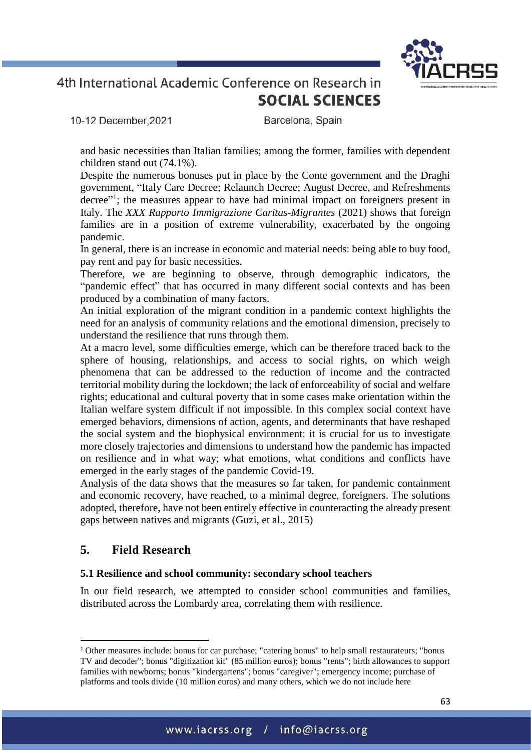and basic necessities than Italian families; among the former, families with dependent children stand out (74.1%).

Despite the numerous bonuses put in place by the Conte government and the Draghi government, "Italy Care Decree; Relaunch Decree; August Decree, and Refreshments decree"[1]; the measures appear to have had minimal impact on foreigners present in Italy. The *XXX Rapporto Immigrazione Caritas-Migrantes* (2021) shows that foreign families are in a position of extreme vulnerability, exacerbated by the ongoing pandemic.

In general, there is an increase in economic and material needs: being able to buy food, pay rent and pay for basic necessities.

Therefore, we are beginning to observe, through demographic indicators, the "pandemic effect" that has occurred in many different social contexts and has been produced by a combination of many factors.

An initial exploration of the migrant condition in a pandemic context highlights the need for an analysis of community relations and the emotional dimension, precisely to understand the resilience that runs through them.

At a macro level, some difficulties emerge, which can be therefore traced back to the sphere of housing, relationships, and access to social rights, on which weigh phenomena that can be addressed to the reduction of income and the contracted territorial mobility during the lockdown; the lack of enforceability of social and welfare rights; educational and cultural poverty that in some cases make orientation within the Italian welfare system difficult if not impossible. In this complex social context have emerged behaviors, dimensions of action, agents, and determinants that have reshaped the social system and the biophysical environment: it is crucial for us to investigate more closely trajectories and dimensions to understand how the pandemic has impacted on resilience and in what way; what emotions, what conditions and conflicts have emerged in the early stages of the pandemic Covid-19.

Analysis of the data shows that the measures so far taken, for pandemic containment and economic recovery, have reached, to a minimal degree, foreigners. The solutions adopted, therefore, have not been entirely effective in counteracting the already present gaps between natives and migrants (Guzi, et al., 2015)

## 5. Field Research

### 5.1 Resilience and school community: secondary school teachers

In our field research, we attempted to consider school communities and families, distributed across the Lombardy area, correlating them with resilience.

---

[1] Other measures include: bonus for car purchase; "catering bonus" to help small restaurateurs; "bonus TV and decoder"; bonus "digitization kit" (85 million euros); bonus "rents"; birth allowances to support families with newborns; bonus "kindergartens"; bonus "caregiver"; emergency income; purchase of platforms and tools divide (10 million euros) and many others, which we do not include here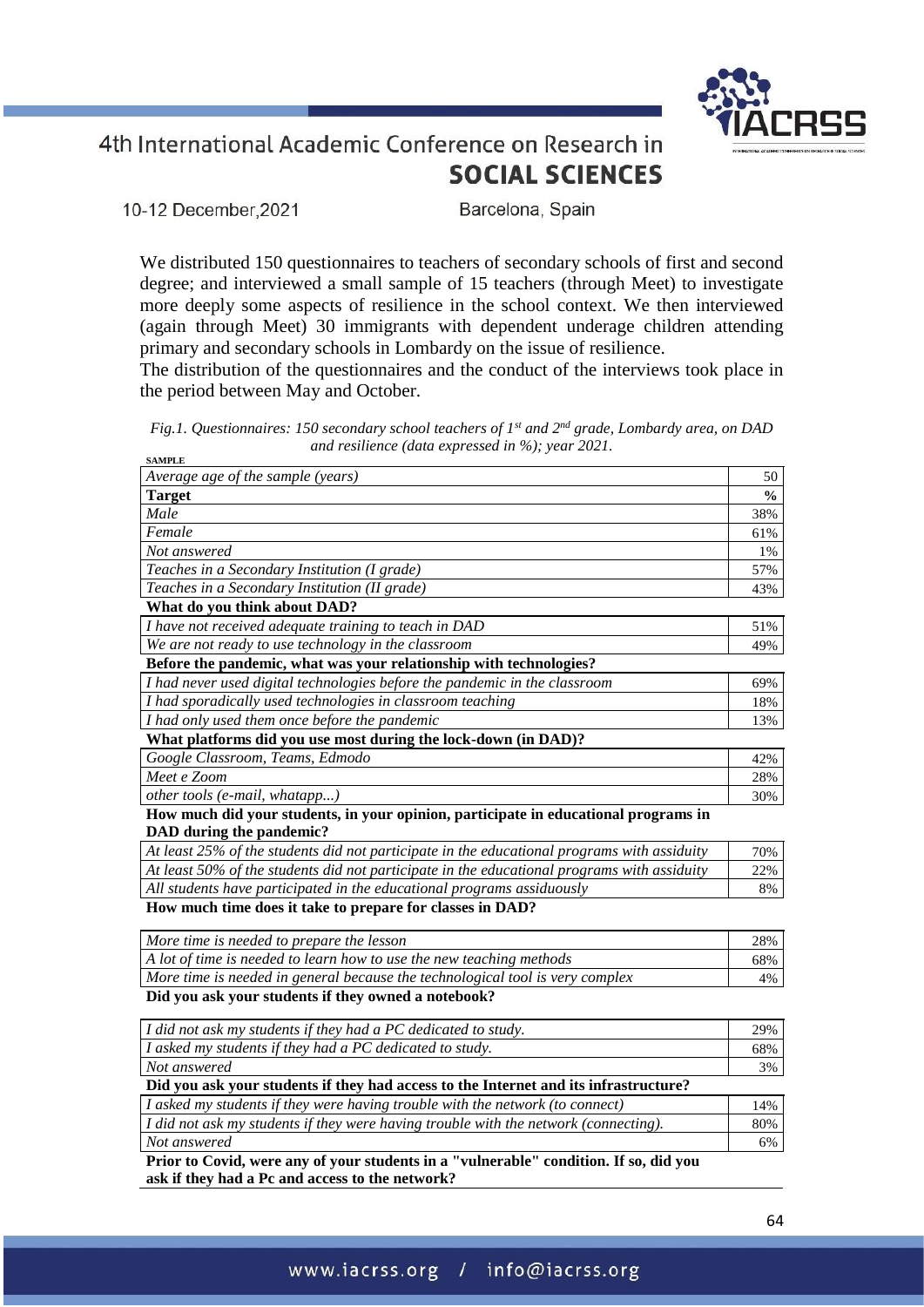We distributed 150 questionnaires to teachers of secondary schools of first and second degree; and interviewed a small sample of 15 teachers (through Meet) to investigate more deeply some aspects of resilience in the school context. We then interviewed (again through Meet) 30 immigrants with dependent underage children attending primary and secondary schools in Lombardy on the issue of resilience.

The distribution of the questionnaires and the conduct of the interviews took place in the period between May and October.

*Fig.1. Questionnaires: 150 secondary school teachers of 1st and 2nd grade, Lombardy area, on DAD and resilience (data expressed in %); year 2021.*

| SAMPLE | |
|---|---|
| *Average age of the sample (years)* | 50 |
| **Target** | **%** |
| *Male* | 38% |
| *Female* | 61% |
| *Not answered* | 1% |
| *Teaches in a Secondary Institution (I grade)* | 57% |
| *Teaches in a Secondary Institution (II grade)* | 43% |
| **What do you think about DAD?** | |
| *I have not received adequate training to teach in DAD* | 51% |
| *We are not ready to use technology in the classroom* | 49% |
| **Before the pandemic, what was your relationship with technologies?** | |
| *I had never used digital technologies before the pandemic in the classroom* | 69% |
| *I had sporadically used technologies in classroom teaching* | 18% |
| *I had only used them once before the pandemic* | 13% |
| **What platforms did you use most during the lock-down (in DAD)?** | |
| *Google Classroom, Teams, Edmodo* | 42% |
| *Meet e Zoom* | 28% |
| *other tools (e-mail, whatapp...)* | 30% |
| **How much did your students, in your opinion, participate in educational programs in DAD during the pandemic?** | |
| *At least 25% of the students did not participate in the educational programs with assiduity* | 70% |
| *At least 50% of the students did not participate in the educational programs with assiduity* | 22% |
| *All students have participated in the educational programs assiduously* | 8% |
| **How much time does it take to prepare for classes in DAD?** | |
| *More time is needed to prepare the lesson* | 28% |
| *A lot of time is needed to learn how to use the new teaching methods* | 68% |
| *More time is needed in general because the technological tool is very complex* | 4% |
| **Did you ask your students if they owned a notebook?** | |
| *I did not ask my students if they had a PC dedicated to study.* | 29% |
| *I asked my students if they had a PC dedicated to study.* | 68% |
| *Not answered* | 3% |
| **Did you ask your students if they had access to the Internet and its infrastructure?** | |
| *I asked my students if they were having trouble with the network (to connect)* | 14% |
| *I did not ask my students if they were having trouble with the network (connecting).* | 80% |
| *Not answered* | 6% |
| **Prior to Covid, were any of your students in a "vulnerable" condition. If so, did you ask if they had a Pc and access to the network?** | |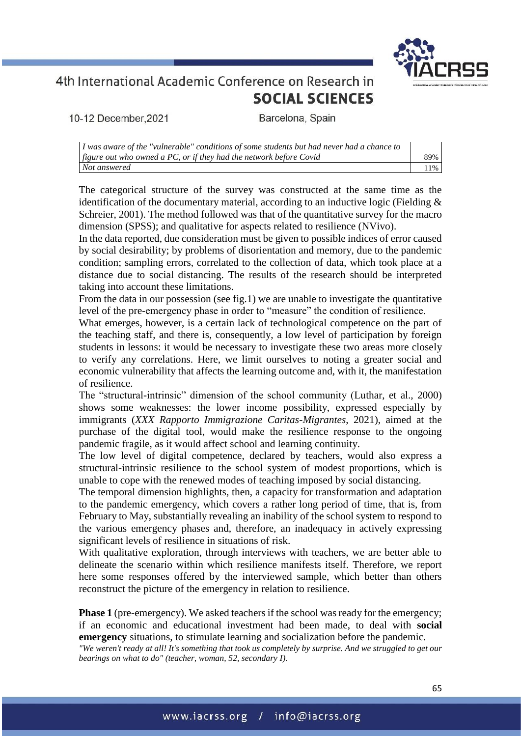| | |
|---|---|
| *I was aware of the "vulnerable" conditions of some students but had never had a chance to figure out who owned a PC, or if they had the network before Covid* | 89% |
| *Not answered* | 11% |

The categorical structure of the survey was constructed at the same time as the identification of the documentary material, according to an inductive logic (Fielding & Schreier, 2001). The method followed was that of the quantitative survey for the macro dimension (SPSS); and qualitative for aspects related to resilience (NVivo).

In the data reported, due consideration must be given to possible indices of error caused by social desirability; by problems of disorientation and memory, due to the pandemic condition; sampling errors, correlated to the collection of data, which took place at a distance due to social distancing. The results of the research should be interpreted taking into account these limitations.

From the data in our possession (see fig.1) we are unable to investigate the quantitative level of the pre-emergency phase in order to "measure" the condition of resilience.

What emerges, however, is a certain lack of technological competence on the part of the teaching staff, and there is, consequently, a low level of participation by foreign students in lessons: it would be necessary to investigate these two areas more closely to verify any correlations. Here, we limit ourselves to noting a greater social and economic vulnerability that affects the learning outcome and, with it, the manifestation of resilience.

The "structural-intrinsic" dimension of the school community (Luthar, et al., 2000) shows some weaknesses: the lower income possibility, expressed especially by immigrants (*XXX Rapporto Immigrazione Caritas-Migrantes*, 2021), aimed at the purchase of the digital tool, would make the resilience response to the ongoing pandemic fragile, as it would affect school and learning continuity.

The low level of digital competence, declared by teachers, would also express a structural-intrinsic resilience to the school system of modest proportions, which is unable to cope with the renewed modes of teaching imposed by social distancing.

The temporal dimension highlights, then, a capacity for transformation and adaptation to the pandemic emergency, which covers a rather long period of time, that is, from February to May, substantially revealing an inability of the school system to respond to the various emergency phases and, therefore, an inadequacy in actively expressing significant levels of resilience in situations of risk.

With qualitative exploration, through interviews with teachers, we are better able to delineate the scenario within which resilience manifests itself. Therefore, we report here some responses offered by the interviewed sample, which better than others reconstruct the picture of the emergency in relation to resilience.

**Phase 1** (pre-emergency). We asked teachers if the school was ready for the emergency; if an economic and educational investment had been made, to deal with **social emergency** situations, to stimulate learning and socialization before the pandemic.

*"We weren't ready at all! It's something that took us completely by surprise. And we struggled to get our bearings on what to do" (teacher, woman, 52, secondary I).*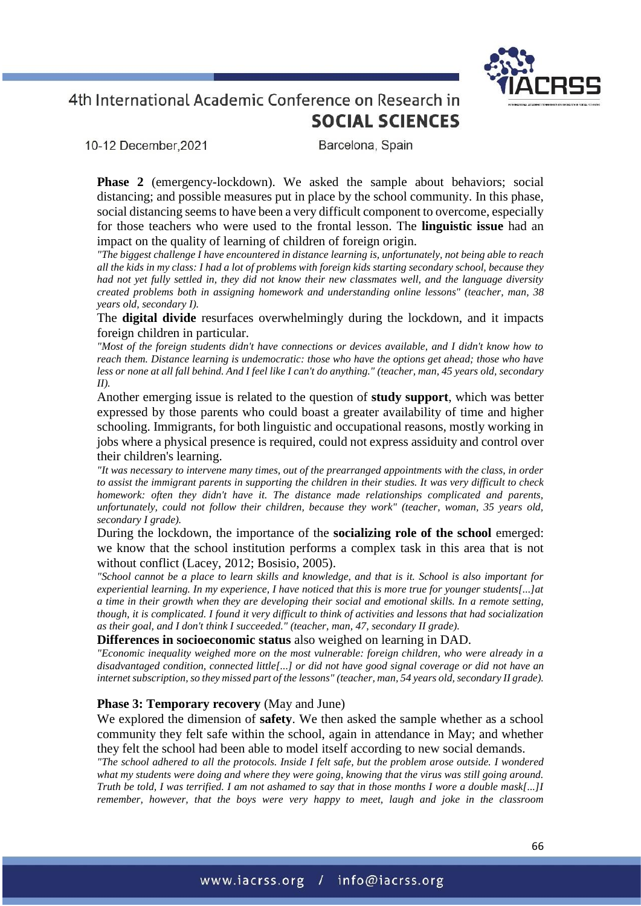**Phase 2** (emergency-lockdown). We asked the sample about behaviors; social distancing; and possible measures put in place by the school community. In this phase, social distancing seems to have been a very difficult component to overcome, especially for those teachers who were used to the frontal lesson. The **linguistic issue** had an impact on the quality of learning of children of foreign origin.

*"The biggest challenge I have encountered in distance learning is, unfortunately, not being able to reach all the kids in my class: I had a lot of problems with foreign kids starting secondary school, because they had not yet fully settled in, they did not know their new classmates well, and the language diversity created problems both in assigning homework and understanding online lessons" (teacher, man, 38 years old, secondary I).*

The **digital divide** resurfaces overwhelmingly during the lockdown, and it impacts foreign children in particular.

*"Most of the foreign students didn't have connections or devices available, and I didn't know how to reach them. Distance learning is undemocratic: those who have the options get ahead; those who have less or none at all fall behind. And I feel like I can't do anything." (teacher, man, 45 years old, secondary II).*

Another emerging issue is related to the question of **study support**, which was better expressed by those parents who could boast a greater availability of time and higher schooling. Immigrants, for both linguistic and occupational reasons, mostly working in jobs where a physical presence is required, could not express assiduity and control over their children's learning.

*"It was necessary to intervene many times, out of the prearranged appointments with the class, in order to assist the immigrant parents in supporting the children in their studies. It was very difficult to check homework: often they didn't have it. The distance made relationships complicated and parents, unfortunately, could not follow their children, because they work" (teacher, woman, 35 years old, secondary I grade).*

During the lockdown, the importance of the **socializing role of the school** emerged: we know that the school institution performs a complex task in this area that is not without conflict (Lacey, 2012; Bosisio, 2005).

*"School cannot be a place to learn skills and knowledge, and that is it. School is also important for experiential learning. In my experience, I have noticed that this is more true for younger students[...]at a time in their growth when they are developing their social and emotional skills. In a remote setting, though, it is complicated. I found it very difficult to think of activities and lessons that had socialization as their goal, and I don't think I succeeded." (teacher, man, 47, secondary II grade).*

**Differences in socioeconomic status** also weighed on learning in DAD.

*"Economic inequality weighed more on the most vulnerable: foreign children, who were already in a disadvantaged condition, connected little[...] or did not have good signal coverage or did not have an internet subscription, so they missed part of the lessons" (teacher, man, 54 years old, secondary II grade).*

**Phase 3: Temporary recovery** (May and June)

We explored the dimension of **safety**. We then asked the sample whether as a school community they felt safe within the school, again in attendance in May; and whether they felt the school had been able to model itself according to new social demands.

*"The school adhered to all the protocols. Inside I felt safe, but the problem arose outside. I wondered what my students were doing and where they were going, knowing that the virus was still going around. Truth be told, I was terrified. I am not ashamed to say that in those months I wore a double mask[...]I remember, however, that the boys were very happy to meet, laugh and joke in the classroom*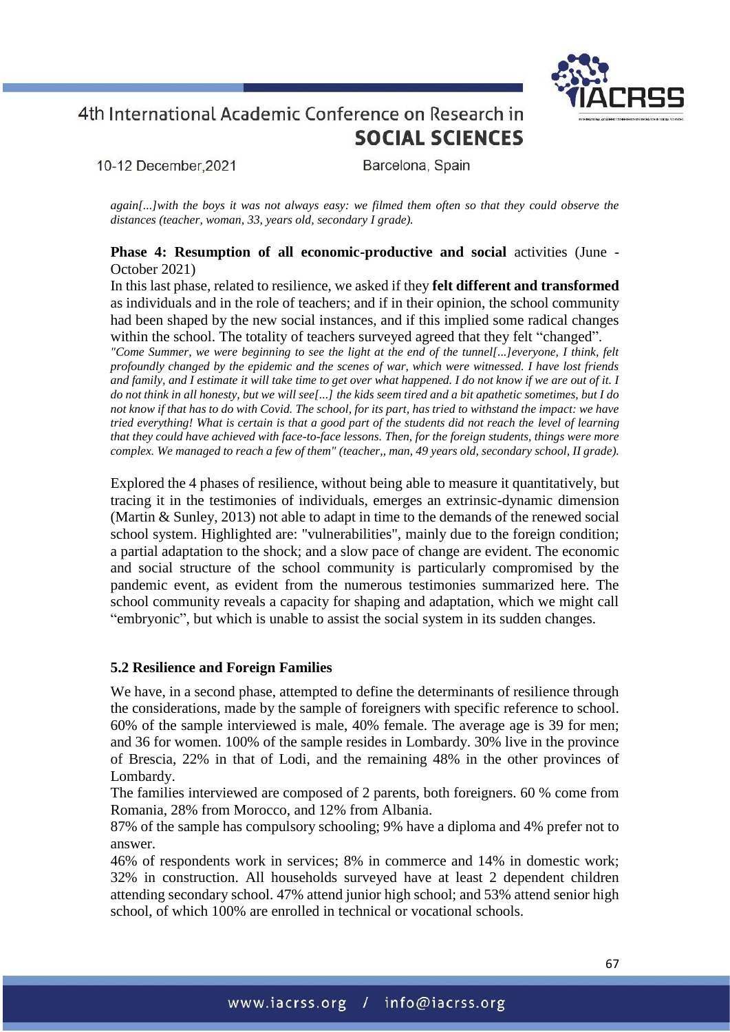*again[...]with the boys it was not always easy: we filmed them often so that they could observe the distances (teacher, woman, 33, years old, secondary I grade).*

**Phase 4: Resumption of all economic-productive and social** activities (June - October 2021)

In this last phase, related to resilience, we asked if they **felt different and transformed** as individuals and in the role of teachers; and if in their opinion, the school community had been shaped by the new social instances, and if this implied some radical changes within the school. The totality of teachers surveyed agreed that they felt "changed".

*"Come Summer, we were beginning to see the light at the end of the tunnel[...]everyone, I think, felt profoundly changed by the epidemic and the scenes of war, which were witnessed. I have lost friends and family, and I estimate it will take time to get over what happened. I do not know if we are out of it. I do not think in all honesty, but we will see[...] the kids seem tired and a bit apathetic sometimes, but I do not know if that has to do with Covid. The school, for its part, has tried to withstand the impact: we have tried everything! What is certain is that a good part of the students did not reach the level of learning that they could have achieved with face-to-face lessons. Then, for the foreign students, things were more complex. We managed to reach a few of them" (teacher,, man, 49 years old, secondary school, II grade).*

Explored the 4 phases of resilience, without being able to measure it quantitatively, but tracing it in the testimonies of individuals, emerges an extrinsic-dynamic dimension (Martin & Sunley, 2013) not able to adapt in time to the demands of the renewed social school system. Highlighted are: "vulnerabilities", mainly due to the foreign condition; a partial adaptation to the shock; and a slow pace of change are evident. The economic and social structure of the school community is particularly compromised by the pandemic event, as evident from the numerous testimonies summarized here. The school community reveals a capacity for shaping and adaptation, which we might call "embryonic", but which is unable to assist the social system in its sudden changes.

### 5.2 Resilience and Foreign Families

We have, in a second phase, attempted to define the determinants of resilience through the considerations, made by the sample of foreigners with specific reference to school. 60% of the sample interviewed is male, 40% female. The average age is 39 for men; and 36 for women. 100% of the sample resides in Lombardy. 30% live in the province of Brescia, 22% in that of Lodi, and the remaining 48% in the other provinces of Lombardy.

The families interviewed are composed of 2 parents, both foreigners. 60 % come from Romania, 28% from Morocco, and 12% from Albania.

87% of the sample has compulsory schooling; 9% have a diploma and 4% prefer not to answer.

46% of respondents work in services; 8% in commerce and 14% in domestic work; 32% in construction. All households surveyed have at least 2 dependent children attending secondary school. 47% attend junior high school; and 53% attend senior high school, of which 100% are enrolled in technical or vocational schools.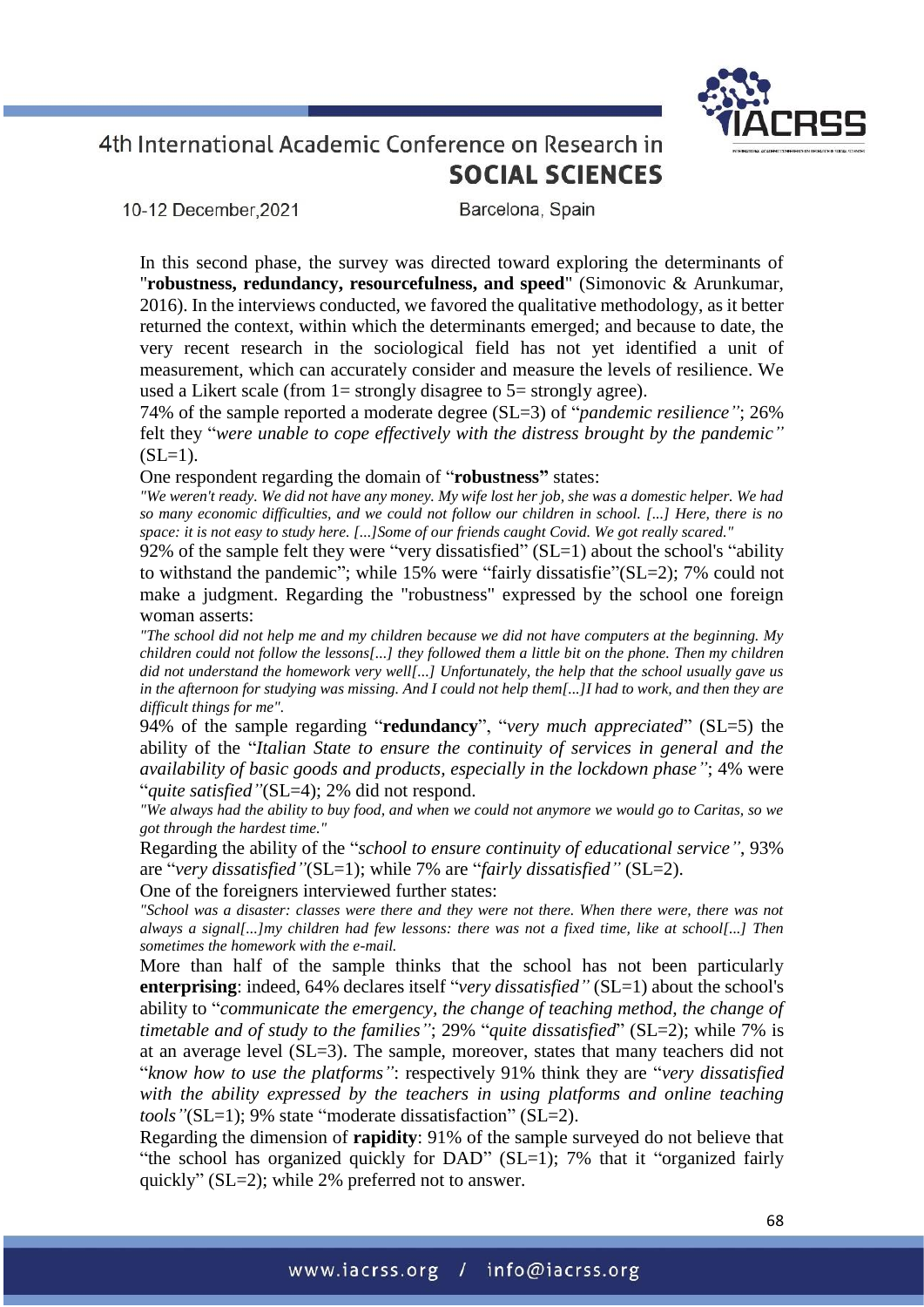In this second phase, the survey was directed toward exploring the determinants of "**robustness, redundancy, resourcefulness, and speed**" (Simonovic & Arunkumar, 2016). In the interviews conducted, we favored the qualitative methodology, as it better returned the context, within which the determinants emerged; and because to date, the very recent research in the sociological field has not yet identified a unit of measurement, which can accurately consider and measure the levels of resilience. We used a Likert scale (from 1= strongly disagree to 5= strongly agree).

74% of the sample reported a moderate degree (SL=3) of "*pandemic resilience"*; 26% felt they "*were unable to cope effectively with the distress brought by the pandemic"* (SL=1).

One respondent regarding the domain of "**robustness"** states:

*"We weren't ready. We did not have any money. My wife lost her job, she was a domestic helper. We had so many economic difficulties, and we could not follow our children in school. [...] Here, there is no space: it is not easy to study here. [...]Some of our friends caught Covid. We got really scared."*

92% of the sample felt they were "very dissatisfied" (SL=1) about the school's "ability to withstand the pandemic"; while 15% were "fairly dissatisfie"(SL=2); 7% could not make a judgment. Regarding the "robustness" expressed by the school one foreign woman asserts:

*"The school did not help me and my children because we did not have computers at the beginning. My children could not follow the lessons[...] they followed them a little bit on the phone. Then my children did not understand the homework very well[...] Unfortunately, the help that the school usually gave us in the afternoon for studying was missing. And I could not help them[...]I had to work, and then they are difficult things for me".*

94% of the sample regarding "**redundancy**", "*very much appreciated*" (SL=5) the ability of the "*Italian State to ensure the continuity of services in general and the availability of basic goods and products, especially in the lockdown phase"*; 4% were "*quite satisfied"*(SL=4); 2% did not respond.

*"We always had the ability to buy food, and when we could not anymore we would go to Caritas, so we got through the hardest time."*

Regarding the ability of the "*school to ensure continuity of educational service"*, 93% are "*very dissatisfied"*(SL=1); while 7% are "*fairly dissatisfied"* (SL=2).

One of the foreigners interviewed further states:

*"School was a disaster: classes were there and they were not there. When there were, there was not always a signal[...]my children had few lessons: there was not a fixed time, like at school[...] Then sometimes the homework with the e-mail.*

More than half of the sample thinks that the school has not been particularly **enterprising**: indeed, 64% declares itself "*very dissatisfied"* (SL=1) about the school's ability to "*communicate the emergency, the change of teaching method, the change of timetable and of study to the families"*; 29% "*quite dissatisfied*" (SL=2); while 7% is at an average level (SL=3). The sample, moreover, states that many teachers did not "*know how to use the platforms"*: respectively 91% think they are "*very dissatisfied with the ability expressed by the teachers in using platforms and online teaching tools"*(SL=1); 9% state "moderate dissatisfaction" (SL=2).

Regarding the dimension of **rapidity**: 91% of the sample surveyed do not believe that "the school has organized quickly for DAD" (SL=1); 7% that it "organized fairly quickly" (SL=2); while 2% preferred not to answer.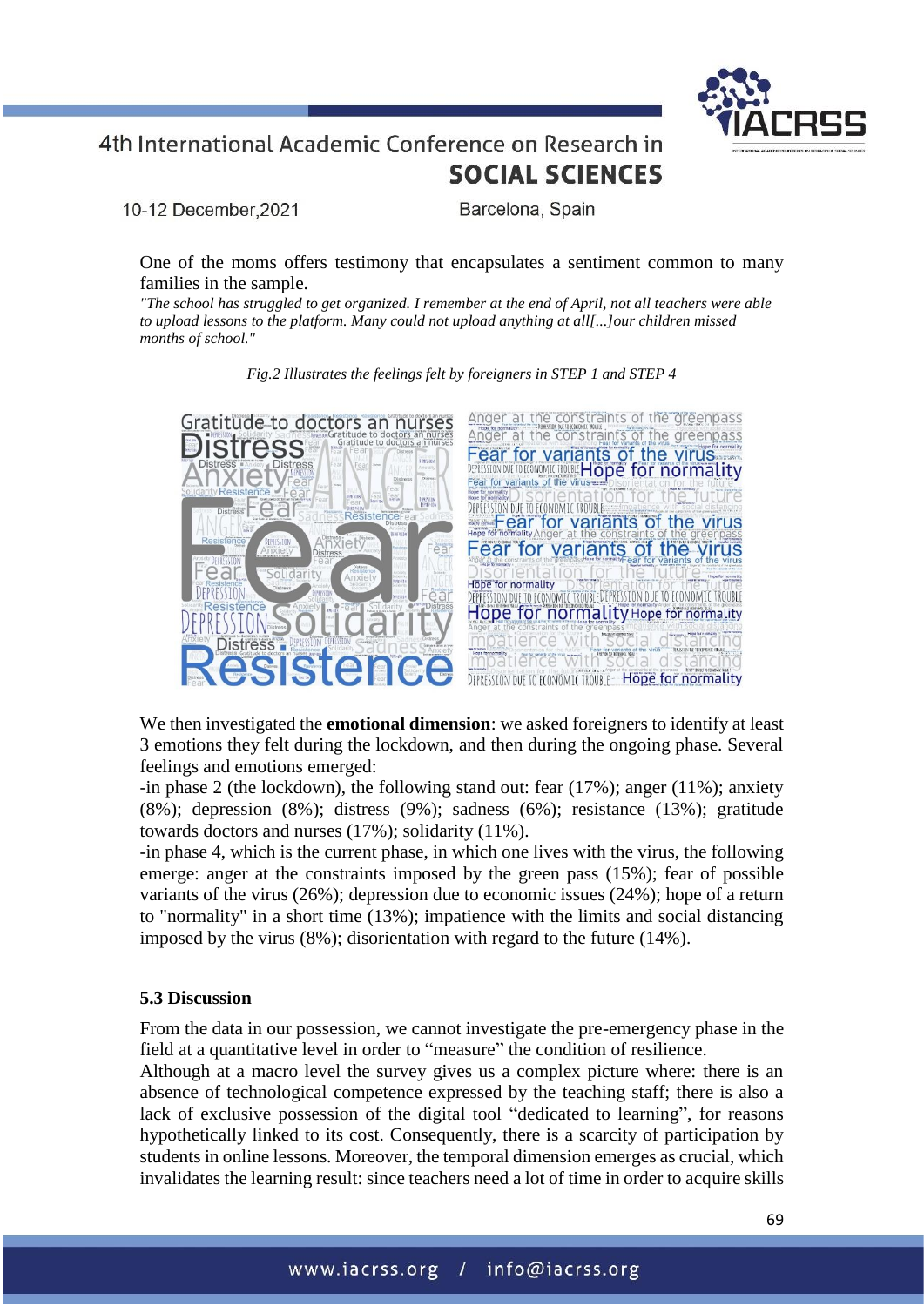One of the moms offers testimony that encapsulates a sentiment common to many families in the sample.

*"The school has struggled to get organized. I remember at the end of April, not all teachers were able to upload lessons to the platform. Many could not upload anything at all[...]our children missed months of school."*

*Fig.2 Illustrates the feelings felt by foreigners in STEP 1 and STEP 4*

We then investigated the **emotional dimension**: we asked foreigners to identify at least 3 emotions they felt during the lockdown, and then during the ongoing phase. Several feelings and emotions emerged:

-in phase 2 (the lockdown), the following stand out: fear (17%); anger (11%); anxiety (8%); depression (8%); distress (9%); sadness (6%); resistance (13%); gratitude towards doctors and nurses (17%); solidarity (11%).

-in phase 4, which is the current phase, in which one lives with the virus, the following emerge: anger at the constraints imposed by the green pass (15%); fear of possible variants of the virus (26%); depression due to economic issues (24%); hope of a return to "normality" in a short time (13%); impatience with the limits and social distancing imposed by the virus (8%); disorientation with regard to the future (14%).

### 5.3 Discussion

From the data in our possession, we cannot investigate the pre-emergency phase in the field at a quantitative level in order to "measure" the condition of resilience.

Although at a macro level the survey gives us a complex picture where: there is an absence of technological competence expressed by the teaching staff; there is also a lack of exclusive possession of the digital tool "dedicated to learning", for reasons hypothetically linked to its cost. Consequently, there is a scarcity of participation by students in online lessons. Moreover, the temporal dimension emerges as crucial, which invalidates the learning result: since teachers need a lot of time in order to acquire skills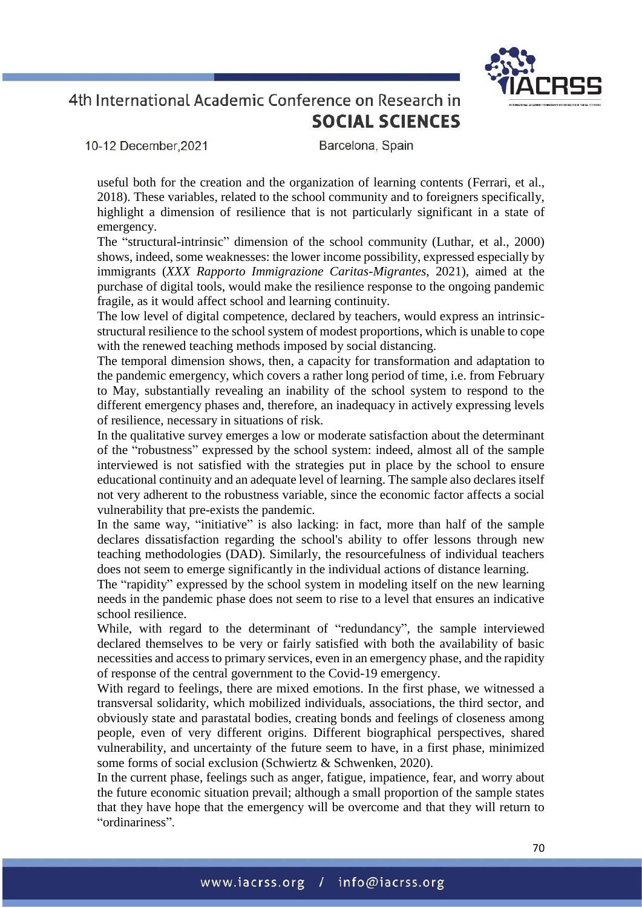useful both for the creation and the organization of learning contents (Ferrari, et al., 2018). These variables, related to the school community and to foreigners specifically, highlight a dimension of resilience that is not particularly significant in a state of emergency.

The "structural-intrinsic" dimension of the school community (Luthar, et al., 2000) shows, indeed, some weaknesses: the lower income possibility, expressed especially by immigrants (*XXX Rapporto Immigrazione Caritas-Migrantes*, 2021), aimed at the purchase of digital tools, would make the resilience response to the ongoing pandemic fragile, as it would affect school and learning continuity.

The low level of digital competence, declared by teachers, would express an intrinsic-structural resilience to the school system of modest proportions, which is unable to cope with the renewed teaching methods imposed by social distancing.

The temporal dimension shows, then, a capacity for transformation and adaptation to the pandemic emergency, which covers a rather long period of time, i.e. from February to May, substantially revealing an inability of the school system to respond to the different emergency phases and, therefore, an inadequacy in actively expressing levels of resilience, necessary in situations of risk.

In the qualitative survey emerges a low or moderate satisfaction about the determinant of the "robustness" expressed by the school system: indeed, almost all of the sample interviewed is not satisfied with the strategies put in place by the school to ensure educational continuity and an adequate level of learning. The sample also declares itself not very adherent to the robustness variable, since the economic factor affects a social vulnerability that pre-exists the pandemic.

In the same way, "initiative" is also lacking: in fact, more than half of the sample declares dissatisfaction regarding the school's ability to offer lessons through new teaching methodologies (DAD). Similarly, the resourcefulness of individual teachers does not seem to emerge significantly in the individual actions of distance learning.

The "rapidity" expressed by the school system in modeling itself on the new learning needs in the pandemic phase does not seem to rise to a level that ensures an indicative school resilience.

While, with regard to the determinant of "redundancy", the sample interviewed declared themselves to be very or fairly satisfied with both the availability of basic necessities and access to primary services, even in an emergency phase, and the rapidity of response of the central government to the Covid-19 emergency.

With regard to feelings, there are mixed emotions. In the first phase, we witnessed a transversal solidarity, which mobilized individuals, associations, the third sector, and obviously state and parastatal bodies, creating bonds and feelings of closeness among people, even of very different origins. Different biographical perspectives, shared vulnerability, and uncertainty of the future seem to have, in a first phase, minimized some forms of social exclusion (Schwiertz & Schwenken, 2020).

In the current phase, feelings such as anger, fatigue, impatience, fear, and worry about the future economic situation prevail; although a small proportion of the sample states that they have hope that the emergency will be overcome and that they will return to "ordinariness".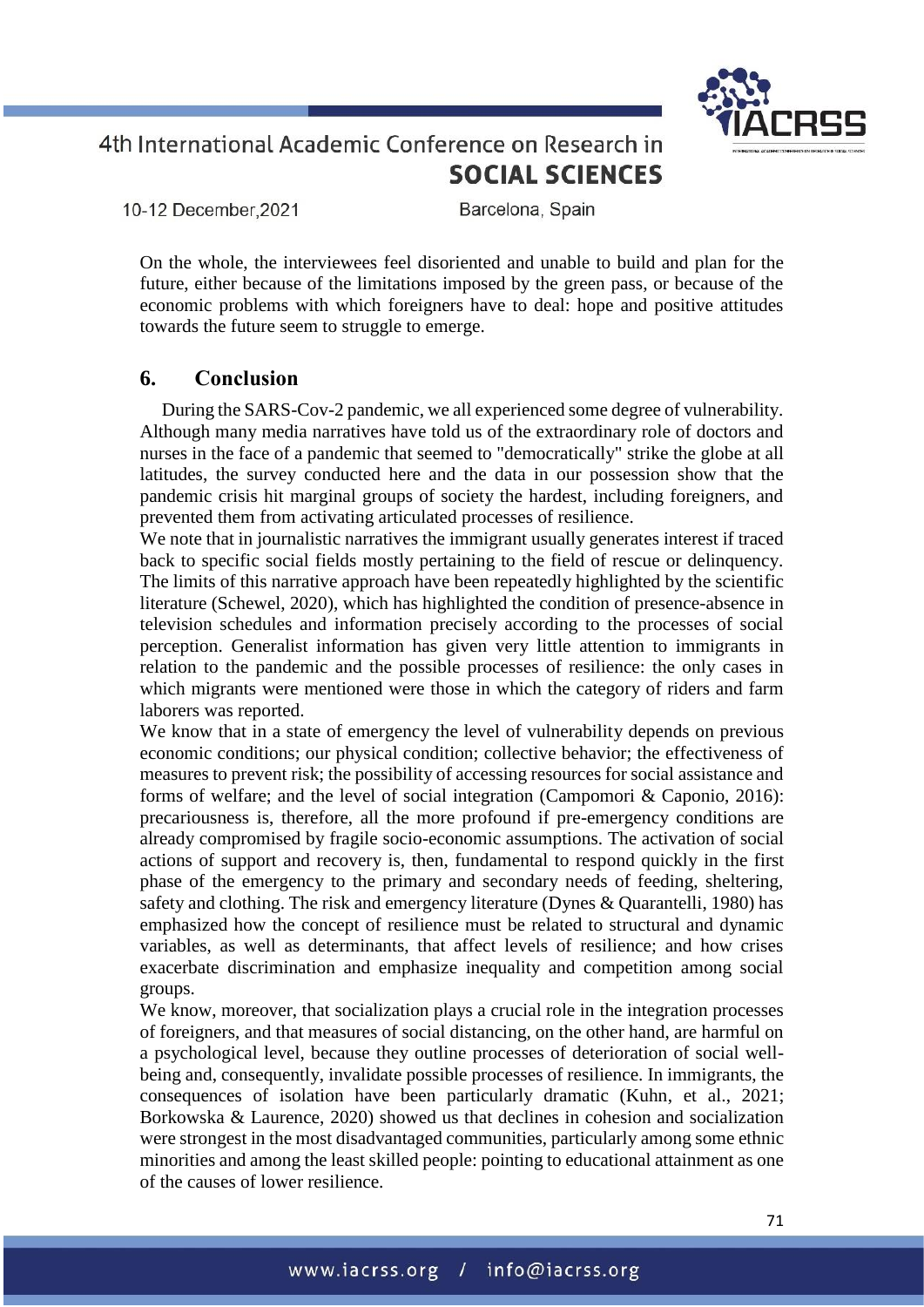On the whole, the interviewees feel disoriented and unable to build and plan for the future, either because of the limitations imposed by the green pass, or because of the economic problems with which foreigners have to deal: hope and positive attitudes towards the future seem to struggle to emerge.

## 6. Conclusion

During the SARS-Cov-2 pandemic, we all experienced some degree of vulnerability. Although many media narratives have told us of the extraordinary role of doctors and nurses in the face of a pandemic that seemed to "democratically" strike the globe at all latitudes, the survey conducted here and the data in our possession show that the pandemic crisis hit marginal groups of society the hardest, including foreigners, and prevented them from activating articulated processes of resilience.

We note that in journalistic narratives the immigrant usually generates interest if traced back to specific social fields mostly pertaining to the field of rescue or delinquency. The limits of this narrative approach have been repeatedly highlighted by the scientific literature (Schewel, 2020), which has highlighted the condition of presence-absence in television schedules and information precisely according to the processes of social perception. Generalist information has given very little attention to immigrants in relation to the pandemic and the possible processes of resilience: the only cases in which migrants were mentioned were those in which the category of riders and farm laborers was reported.

We know that in a state of emergency the level of vulnerability depends on previous economic conditions; our physical condition; collective behavior; the effectiveness of measures to prevent risk; the possibility of accessing resources for social assistance and forms of welfare; and the level of social integration (Campomori & Caponio, 2016): precariousness is, therefore, all the more profound if pre-emergency conditions are already compromised by fragile socio-economic assumptions. The activation of social actions of support and recovery is, then, fundamental to respond quickly in the first phase of the emergency to the primary and secondary needs of feeding, sheltering, safety and clothing. The risk and emergency literature (Dynes & Quarantelli, 1980) has emphasized how the concept of resilience must be related to structural and dynamic variables, as well as determinants, that affect levels of resilience; and how crises exacerbate discrimination and emphasize inequality and competition among social groups.

We know, moreover, that socialization plays a crucial role in the integration processes of foreigners, and that measures of social distancing, on the other hand, are harmful on a psychological level, because they outline processes of deterioration of social well-being and, consequently, invalidate possible processes of resilience. In immigrants, the consequences of isolation have been particularly dramatic (Kuhn, et al., 2021; Borkowska & Laurence, 2020) showed us that declines in cohesion and socialization were strongest in the most disadvantaged communities, particularly among some ethnic minorities and among the least skilled people: pointing to educational attainment as one of the causes of lower resilience.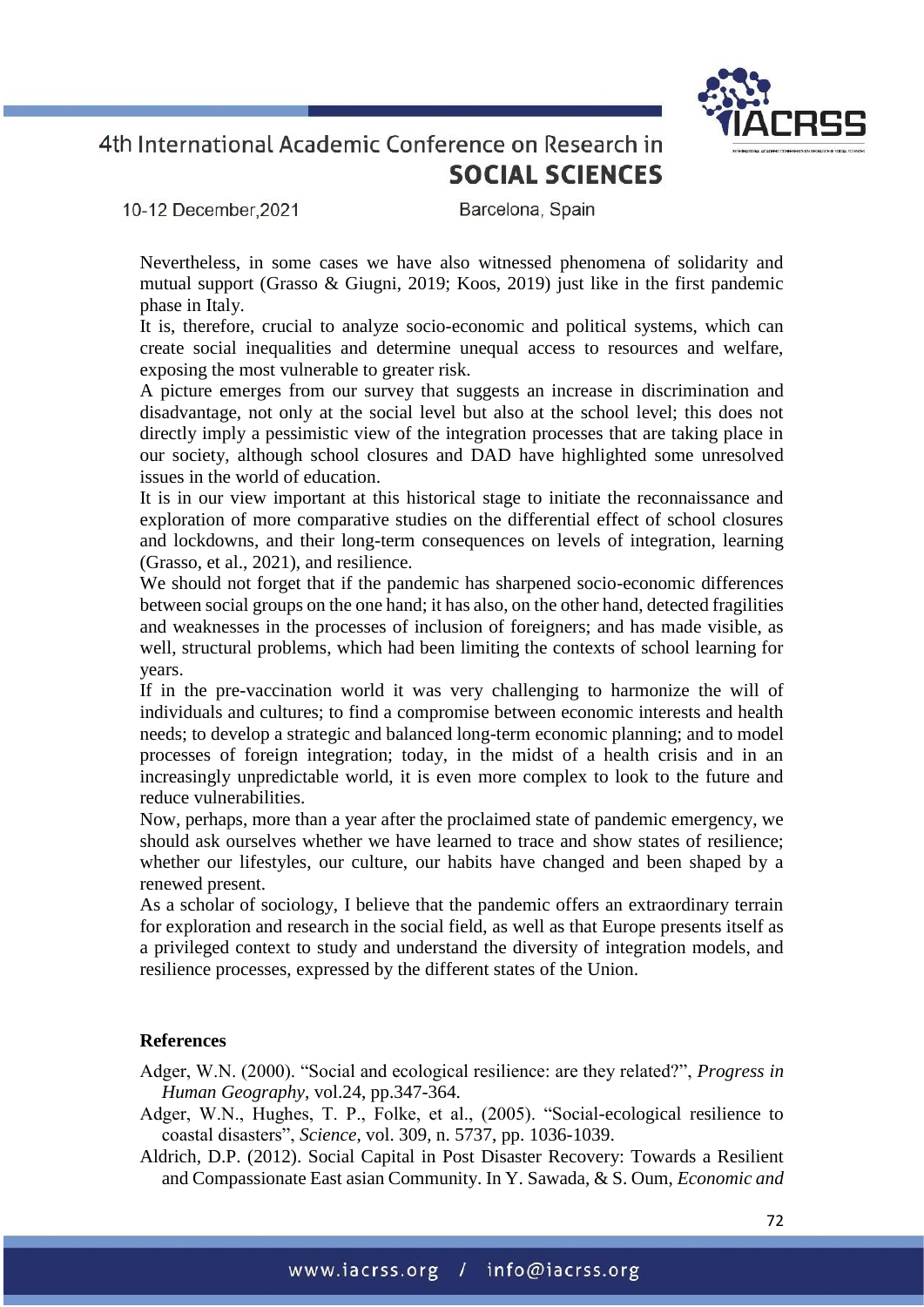Nevertheless, in some cases we have also witnessed phenomena of solidarity and mutual support (Grasso & Giugni, 2019; Koos, 2019) just like in the first pandemic phase in Italy.

It is, therefore, crucial to analyze socio-economic and political systems, which can create social inequalities and determine unequal access to resources and welfare, exposing the most vulnerable to greater risk.

A picture emerges from our survey that suggests an increase in discrimination and disadvantage, not only at the social level but also at the school level; this does not directly imply a pessimistic view of the integration processes that are taking place in our society, although school closures and DAD have highlighted some unresolved issues in the world of education.

It is in our view important at this historical stage to initiate the reconnaissance and exploration of more comparative studies on the differential effect of school closures and lockdowns, and their long-term consequences on levels of integration, learning (Grasso, et al., 2021), and resilience.

We should not forget that if the pandemic has sharpened socio-economic differences between social groups on the one hand; it has also, on the other hand, detected fragilities and weaknesses in the processes of inclusion of foreigners; and has made visible, as well, structural problems, which had been limiting the contexts of school learning for years.

If in the pre-vaccination world it was very challenging to harmonize the will of individuals and cultures; to find a compromise between economic interests and health needs; to develop a strategic and balanced long-term economic planning; and to model processes of foreign integration; today, in the midst of a health crisis and in an increasingly unpredictable world, it is even more complex to look to the future and reduce vulnerabilities.

Now, perhaps, more than a year after the proclaimed state of pandemic emergency, we should ask ourselves whether we have learned to trace and show states of resilience; whether our lifestyles, our culture, our habits have changed and been shaped by a renewed present.

As a scholar of sociology, I believe that the pandemic offers an extraordinary terrain for exploration and research in the social field, as well as that Europe presents itself as a privileged context to study and understand the diversity of integration models, and resilience processes, expressed by the different states of the Union.

## References

Adger, W.N. (2000). "Social and ecological resilience: are they related?", *Progress in Human Geography*, vol.24, pp.347-364.

Adger, W.N., Hughes, T. P., Folke, et al., (2005). "Social-ecological resilience to coastal disasters", *Science*, vol. 309, n. 5737, pp. 1036-1039.

Aldrich, D.P. (2012). Social Capital in Post Disaster Recovery: Towards a Resilient and Compassionate East asian Community. In Y. Sawada, & S. Oum, *Economic and*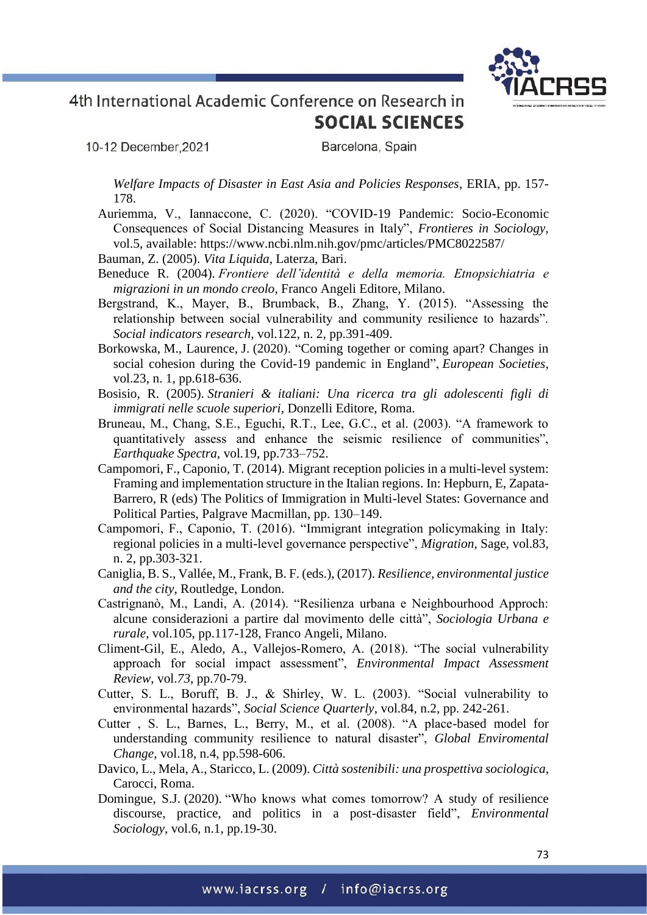*Welfare Impacts of Disaster in East Asia and Policies Responses*, ERIA, pp. 157-178.

Auriemma, V., Iannaccone, C. (2020). “COVID-19 Pandemic: Socio-Economic Consequences of Social Distancing Measures in Italy”, *Frontieres in Sociology*, vol.5, available: https://www.ncbi.nlm.nih.gov/pmc/articles/PMC8022587/

Bauman, Z. (2005). *Vita Liquida*, Laterza, Bari.

Beneduce R. (2004). *Frontiere dell’identità e della memoria. Etnopsichiatria e migrazioni in un mondo creolo*, Franco Angeli Editore, Milano.

Bergstrand, K., Mayer, B., Brumback, B., Zhang, Y. (2015). “Assessing the relationship between social vulnerability and community resilience to hazards”. *Social indicators research*, vol.122, n. 2, pp.391-409.

Borkowska, M., Laurence, J. (2020). “Coming together or coming apart? Changes in social cohesion during the Covid-19 pandemic in England”, *European Societies*, vol.23, n. 1, pp.618-636.

Bosisio, R. (2005). *Stranieri & italiani: Una ricerca tra gli adolescenti figli di immigrati nelle scuole superiori*, Donzelli Editore, Roma.

Bruneau, M., Chang, S.E., Eguchi, R.T., Lee, G.C., et al. (2003). “A framework to quantitatively assess and enhance the seismic resilience of communities”, *Earthquake Spectra,* vol.19, pp.733–752.

Campomori, F., Caponio, T. (2014). Migrant reception policies in a multi-level system: Framing and implementation structure in the Italian regions. In: Hepburn, E, Zapata-Barrero, R (eds) The Politics of Immigration in Multi-level States: Governance and Political Parties, Palgrave Macmillan, pp. 130–149.

Campomori, F., Caponio, T. (2016). “Immigrant integration policymaking in Italy: regional policies in a multi-level governance perspective”, *Migration*, Sage, vol.83, n. 2, pp.303-321.

Caniglia, B. S., Vallée, M., Frank, B. F. (eds.), (2017). *Resilience, environmental justice and the city*, Routledge, London.

Castrignanò, M., Landi, A. (2014). “Resilienza urbana e Neighbourhood Approch: alcune considerazioni a partire dal movimento delle città”, *Sociologia Urbana e rurale*, vol.105, pp.117-128, Franco Angeli, Milano.

Climent-Gil, E., Aledo, A., Vallejos-Romero, A. (2018). “The social vulnerability approach for social impact assessment”, *Environmental Impact Assessment Review*, vol.*73*, pp.70-79.

Cutter, S. L., Boruff, B. J., & Shirley, W. L. (2003). “Social vulnerability to environmental hazards”, *Social Science Quarterly*, vol.84, n.2, pp. 242-261.

Cutter , S. L., Barnes, L., Berry, M., et al. (2008). “A place-based model for understanding community resilience to natural disaster”, *Global Enviromental Change*, vol.18, n.4, pp.598-606.

Davico, L., Mela, A., Staricco, L. (2009). *Città sostenibili: una prospettiva sociologica*, Carocci, Roma.

Domingue, S.J. (2020). “Who knows what comes tomorrow? A study of resilience discourse, practice, and politics in a post-disaster field”, *Environmental Sociology*, vol.6, n.1, pp.19-30.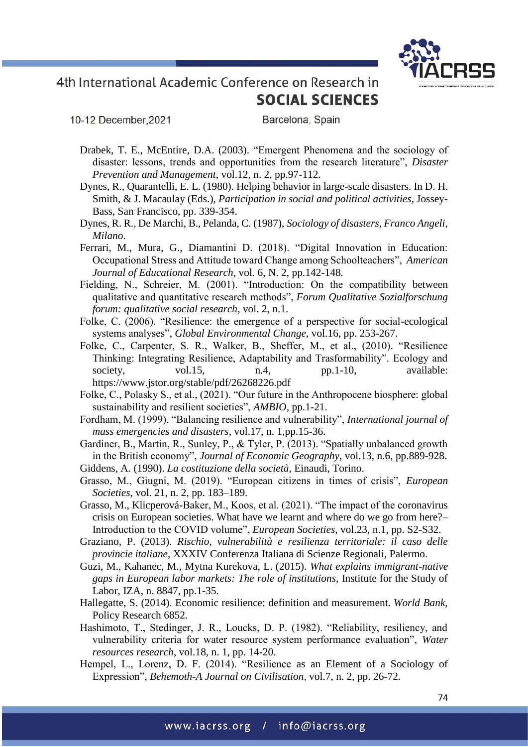Drabek, T. E., McEntire, D.A. (2003). "Emergent Phenomena and the sociology of disaster: lessons, trends and opportunities from the research literature", *Disaster Prevention and Management*, vol.12, n. 2, pp.97-112.

Dynes, R., Quarantelli, E. L. (1980). Helping behavior in large-scale disasters. In D. H. Smith, & J. Macaulay (Eds.), *Participation in social and political activities*, Jossey-Bass, San Francisco, pp. 339-354.

Dynes, R. R., De Marchi, B., Pelanda, C. (1987), *Sociology of disasters*, *Franco Angeli, Milano*.

Ferrari, M., Mura, G., Diamantini D. (2018). "Digital Innovation in Education: Occupational Stress and Attitude toward Change among Schoolteachers", *American Journal of Educational Research*, vol. 6, N. 2, pp.142-148.

Fielding, N., Schreier, M. (2001). "Introduction: On the compatibility between qualitative and quantitative research methods", *Forum Qualitative Sozialforschung forum: qualitative social research*, vol. 2, n.1.

Folke, C. (2006). "Resilience: the emergence of a perspective for social-ecological systems analyses", *Global Environmental Change*, vol.16, pp. 253-267.

Folke, C., Carpenter, S. R., Walker, B., Sheffer, M., et al., (2010). "Resilience Thinking: Integrating Resilience, Adaptability and Trasformability". Ecology and society, vol.15, n.4, pp.1-10, available: https://www.jstor.org/stable/pdf/26268226.pdf

Folke, C., Polasky S., et al., (2021). "Our future in the Anthropocene biosphere: global sustainability and resilient societies", *AMBIO*, pp.1-21.

Fordham, M. (1999). "Balancing resilience and vulnerability", *International journal of mass emergencies and disasters*, vol.17, n. 1,pp.15-36.

Gardiner, B., Martin, R., Sunley, P., & Tyler, P. (2013). "Spatially unbalanced growth in the British economy", *Journal of Economic Geography*, vol.13, n.6, pp.889-928.

Giddens, A. (1990). *La costituzione della società*, Einaudi, Torino.

Grasso, M., Giugni, M. (2019). "European citizens in times of crisis", *European Societies*, vol. 21, n. 2, pp. 183–189.

Grasso, M., Klicperová-Baker, M., Koos, et al. (2021). "The impact of the coronavirus crisis on European societies. What have we learnt and where do we go from here?– Introduction to the COVID volume", *European Societies*, vol.23, n.1, pp. S2-S32.

Graziano, P. (2013). *Rischio, vulnerabilità e resilienza territoriale: il caso delle provincie italiane*, XXXIV Conferenza Italiana di Scienze Regionali, Palermo.

Guzi, M., Kahanec, M., Mytna Kurekova, L. (2015). *What explains immigrant-native gaps in European labor markets: The role of institutions,* Institute for the Study of Labor, IZA, n. 8847, pp.1-35.

Hallegatte, S. (2014). Economic resilience: definition and measurement. *World Bank*, Policy Research 6852.

Hashimoto, T., Stedinger, J. R., Loucks, D. P. (1982). "Reliability, resiliency, and vulnerability criteria for water resource system performance evaluation", *Water resources research*, vol.18, n. 1, pp. 14-20.

Hempel, L., Lorenz, D. F. (2014). "Resilience as an Element of a Sociology of Expression", *Behemoth-A Journal on Civilisation*, vol.7, n. 2, pp. 26-72.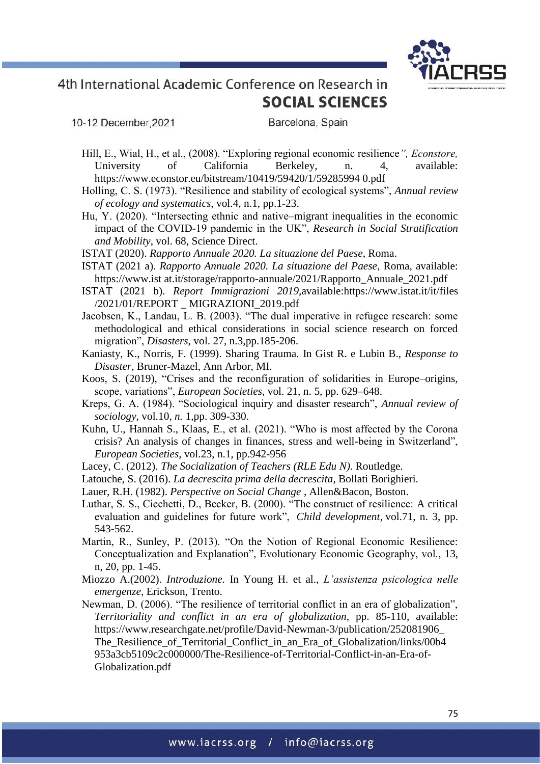Hill, E., Wial, H., et al., (2008). "Exploring regional economic resilience*", Econstore,* University of California Berkeley, n. 4, available: https://www.econstor.eu/bitstream/10419/59420/1/59285994 0.pdf

Holling, C. S. (1973). "Resilience and stability of ecological systems", *Annual review of ecology and systematics*, vol.4, n.1, pp.1-23.

Hu, Y. (2020). "Intersecting ethnic and native–migrant inequalities in the economic impact of the COVID-19 pandemic in the UK", *Research in Social Stratification and Mobility*, vol. 68, Science Direct.

ISTAT (2020). *Rapporto Annuale 2020. La situazione del Paese*, Roma.

ISTAT (2021 a). *Rapporto Annuale 2020. La situazione del Paese*, Roma, available: https://www.ist at.it/storage/rapporto-annuale/2021/Rapporto_Annuale_2021.pdf

ISTAT (2021 b). *Report Immigrazioni 2019,*available:https://www.istat.it/it/files /2021/01/REPORT _ MIGRAZIONI_2019.pdf

Jacobsen, K., Landau, L. B. (2003). "The dual imperative in refugee research: some methodological and ethical considerations in social science research on forced migration", *Disasters*, vol. 27, n.3,pp.185-206.

Kaniasty, K., Norris, F. (1999). Sharing Trauma. In Gist R. e Lubin B., *Response to Disaster*, Bruner-Mazel, Ann Arbor, MI.

Koos, S. (2019), "Crises and the reconfiguration of solidarities in Europe–origins, scope, variations", *European Societies*, vol. 21, n. 5, pp. 629–648.

Kreps, G. A. (1984). "Sociological inquiry and disaster research", *Annual review of sociology*, vol.10, *n.* 1,pp. 309-330.

Kuhn, U., Hannah S., Klaas, E., et al. (2021). "Who is most affected by the Corona crisis? An analysis of changes in finances, stress and well-being in Switzerland", *European Societies*, vol.23, n.1, pp.942-956

Lacey, C. (2012). *The Socialization of Teachers (RLE Edu N).* Routledge.

Latouche, S. (2016). *La decrescita prima della decrescita*, Bollati Borighieri.

Lauer, R.H. (1982). *Perspective on Social Change* , Allen&Bacon, Boston.

Luthar, S. S., Cicchetti, D., Becker, B. (2000). "The construct of resilience: A critical evaluation and guidelines for future work", *Child development*, vol.71, n. 3, pp. 543-562.

Martin, R., Sunley, P. (2013). "On the Notion of Regional Economic Resilience: Conceptualization and Explanation", Evolutionary Economic Geography, vol., 13, n, 20, pp. 1-45.

Miozzo A.(2002). *Introduzione.* In Young H. et al., *L'assistenza psicologica nelle emergenze,* Erickson, Trento.

Newman, D. (2006). "The resilience of territorial conflict in an era of globalization", *Territoriality and conflict in an era of globalization*, pp. 85-110, available: https://www.researchgate.net/profile/David-Newman-3/publication/252081906_The_Resilience_of_Territorial_Conflict_in_an_Era_of_Globalization/links/00b4953a3cb5109c2c000000/The-Resilience-of-Territorial-Conflict-in-an-Era-of-Globalization.pdf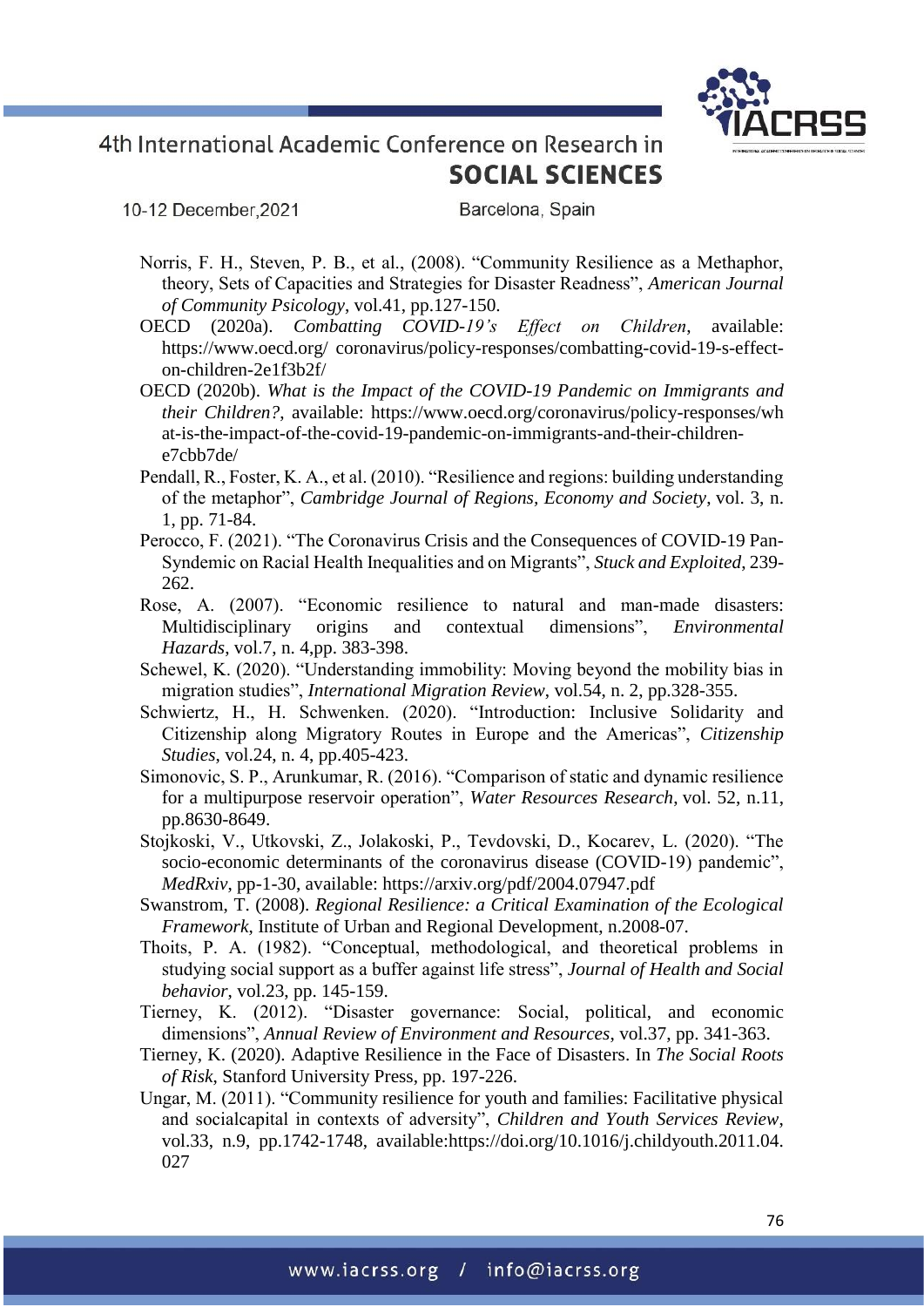Norris, F. H., Steven, P. B., et al., (2008). "Community Resilience as a Methaphor, theory, Sets of Capacities and Strategies for Disaster Readness", *American Journal of Community Psicology*, vol.41, pp.127-150.

OECD (2020a). *Combatting COVID-19's Effect on Children*, available: https://www.oecd.org/ coronavirus/policy-responses/combatting-covid-19-s-effect-on-children-2e1f3b2f/

OECD (2020b). *What is the Impact of the COVID-19 Pandemic on Immigrants and their Children?*, available: https://www.oecd.org/coronavirus/policy-responses/what-is-the-impact-of-the-covid-19-pandemic-on-immigrants-and-their-children-e7cbb7de/

Pendall, R., Foster, K. A., et al. (2010). "Resilience and regions: building understanding of the metaphor", *Cambridge Journal of Regions, Economy and Society*, vol. 3, n. 1, pp. 71-84.

Perocco, F. (2021). "The Coronavirus Crisis and the Consequences of COVID-19 Pan-Syndemic on Racial Health Inequalities and on Migrants", *Stuck and Exploited*, 239-262.

Rose, A. (2007). "Economic resilience to natural and man-made disasters: Multidisciplinary origins and contextual dimensions", *Environmental Hazards*, vol.7, n. 4,pp. 383-398.

Schewel, K. (2020). "Understanding immobility: Moving beyond the mobility bias in migration studies", *International Migration Review*, vol.54, n. 2, pp.328-355.

Schwiertz, H., H. Schwenken. (2020). "Introduction: Inclusive Solidarity and Citizenship along Migratory Routes in Europe and the Americas", *Citizenship Studies*, vol.24, n. 4, pp.405-423.

Simonovic, S. P., Arunkumar, R. (2016). "Comparison of static and dynamic resilience for a multipurpose reservoir operation", *Water Resources Research*, vol. 52, n.11, pp.8630-8649.

Stojkoski, V., Utkovski, Z., Jolakoski, P., Tevdovski, D., Kocarev, L. (2020). "The socio-economic determinants of the coronavirus disease (COVID-19) pandemic", *MedRxiv*, pp-1-30, available: https://arxiv.org/pdf/2004.07947.pdf

Swanstrom, T. (2008). *Regional Resilience: a Critical Examination of the Ecological Framework*, Institute of Urban and Regional Development, n.2008-07.

Thoits, P. A. (1982). "Conceptual, methodological, and theoretical problems in studying social support as a buffer against life stress", *Journal of Health and Social behavior*, vol.23, pp. 145-159.

Tierney, K. (2012). "Disaster governance: Social, political, and economic dimensions", *Annual Review of Environment and Resources*, vol.37, pp. 341-363.

Tierney, K. (2020). Adaptive Resilience in the Face of Disasters. In *The Social Roots of Risk*, Stanford University Press, pp. 197-226.

Ungar, M. (2011). "Community resilience for youth and families: Facilitative physical and socialcapital in contexts of adversity", *Children and Youth Services Review*, vol.33, n.9, pp.1742-1748, available:https://doi.org/10.1016/j.childyouth.2011.04.027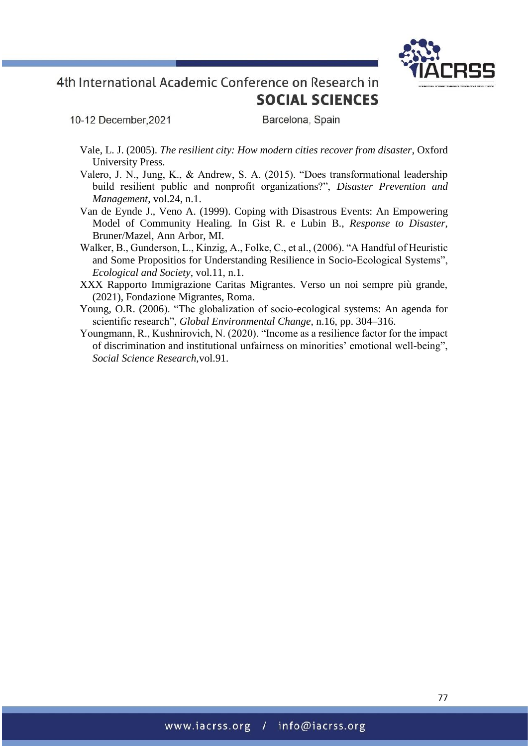Vale, L. J. (2005). *The resilient city: How modern cities recover from disaster*, Oxford University Press.

Valero, J. N., Jung, K., & Andrew, S. A. (2015). “Does transformational leadership build resilient public and nonprofit organizations?”, *Disaster Prevention and Management*, vol.24, n.1.

Van de Eynde J., Veno A. (1999). Coping with Disastrous Events: An Empowering Model of Community Healing. In Gist R. e Lubin B., *Response to Disaster*, Bruner/Mazel, Ann Arbor, MI.

Walker, B., Gunderson, L., Kinzig, A., Folke, C., et al., (2006). “A Handful of Heuristic and Some Propositios for Understanding Resilience in Socio-Ecological Systems”, *Ecological and Society*, vol.11, n.1.

XXX Rapporto Immigrazione Caritas Migrantes. Verso un noi sempre più grande, (2021), Fondazione Migrantes, Roma.

Young, O.R. (2006). “The globalization of socio-ecological systems: An agenda for scientific research”, *Global Environmental Change*, n.16, pp. 304–316.

Youngmann, R., Kushnirovich, N. (2020). “Income as a resilience factor for the impact of discrimination and institutional unfairness on minorities’ emotional well-being”, *Social Science Research*,vol.91.